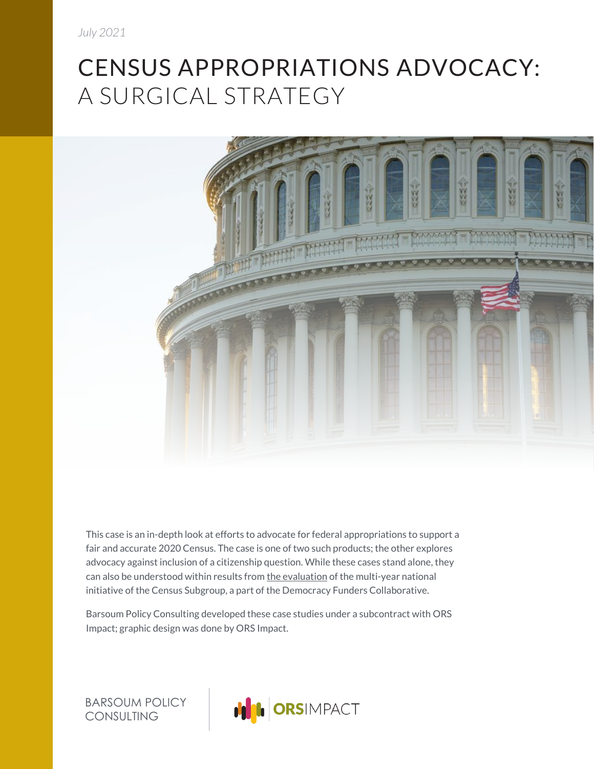*July 2021*

# CENSUS APPROPRIATIONS ADVOCACY: A SURGICAL STRATEGY

This case is an in-depth look at efforts to advocate for federal appropriations to support a fair and accurate 2020 Census. The case is one of two such products; the other explores advocacy against inclusion of a citizenship question. While these cases stand alone, they can also be understood within results from the evaluation of the multi-year national initiative of the Census Subgroup, a part of the Democracy Funders Collaborative.

Barsoum Policy Consulting developed these case studies under a subcontract with ORS Impact; graphic design was done by ORS Impact.

BARSOUM POLICY CONSULTING

ORSIMPACT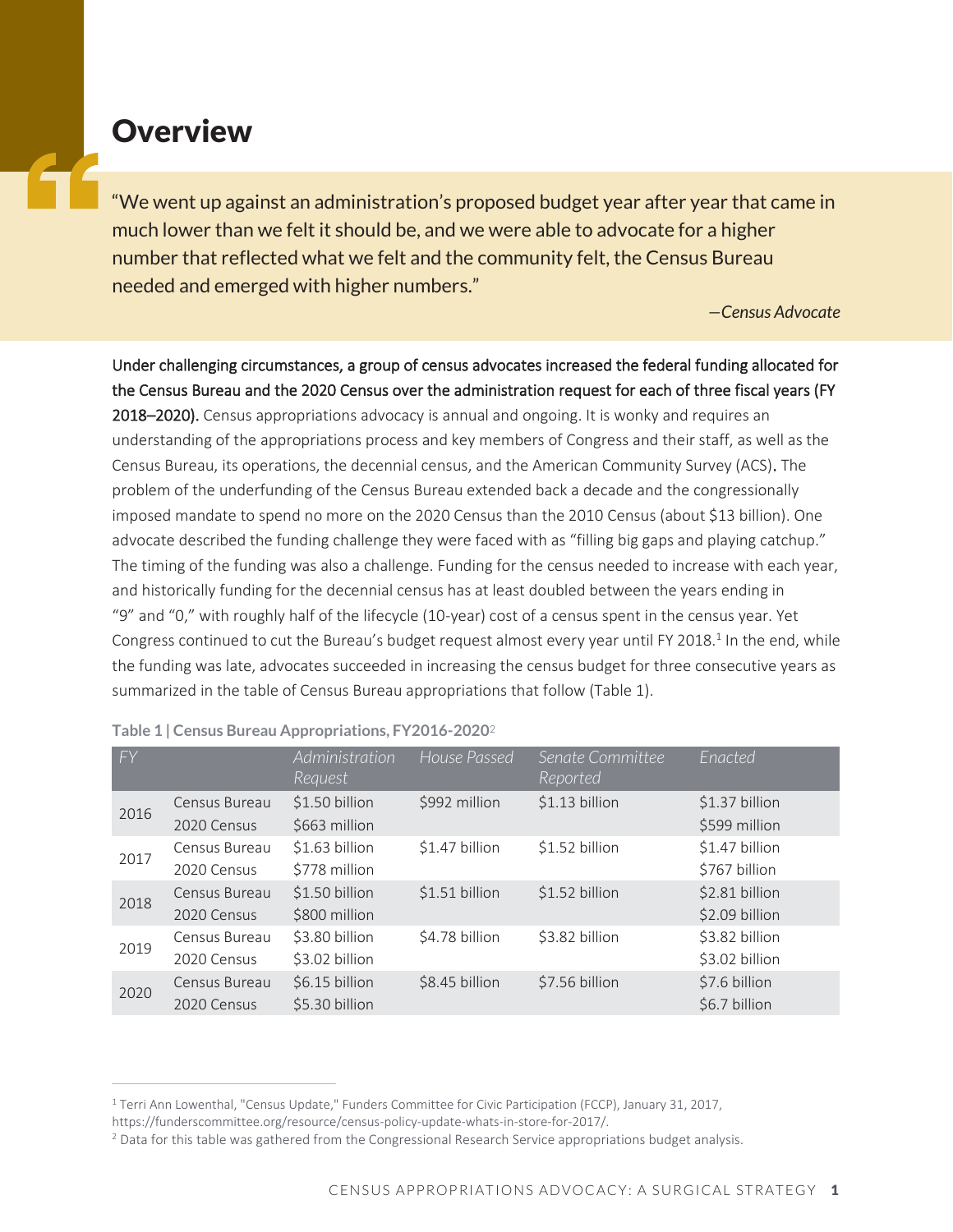# Overview

> "We went up against an administration's proposed budget year after year that came in much lower than we felt it should be, and we were able to advocate for a higher number that reflected what we felt and the community felt, the Census Bureau needed and emerged with higher numbers."
>
> *—Census Advocate*

**Under challenging circumstances, a group of census advocates increased the federal funding allocated for the Census Bureau and the 2020 Census over the administration request for each of three fiscal years (FY 2018–2020).** Census appropriations advocacy is annual and ongoing. It is wonky and requires an understanding of the appropriations process and key members of Congress and their staff, as well as the Census Bureau, its operations, the decennial census, and the American Community Survey (ACS). The problem of the underfunding of the Census Bureau extended back a decade and the congressionally imposed mandate to spend no more on the 2020 Census than the 2010 Census (about $13 billion). One advocate described the funding challenge they were faced with as "filling big gaps and playing catchup." The timing of the funding was also a challenge. Funding for the census needed to increase with each year, and historically funding for the decennial census has at least doubled between the years ending in "9" and "0," with roughly half of the lifecycle (10-year) cost of a census spent in the census year. Yet Congress continued to cut the Bureau's budget request almost every year until FY 2018.[1] In the end, while the funding was late, advocates succeeded in increasing the census budget for three consecutive years as summarized in the table of Census Bureau appropriations that follow (Table 1).

**Table 1 | Census Bureau Appropriations, FY2016-2020**[2]

| FY | | Administration Request | House Passed | Senate Committee Reported | Enacted |
|---|---|---|---|---|---|
| 2016 | Census Bureau | $1.50 billion | $992 million | $1.13 billion | $1.37 billion |
| | 2020 Census | $663 million | | | $599 million |
| 2017 | Census Bureau | $1.63 billion | $1.47 billion | $1.52 billion | $1.47 billion |
| | 2020 Census | $778 million | | | $767 billion |
| 2018 | Census Bureau | $1.50 billion | $1.51 billion | $1.52 billion | $2.81 billion |
| | 2020 Census | $800 million | | | $2.09 billion |
| 2019 | Census Bureau | $3.80 billion | $4.78 billion | $3.82 billion | $3.82 billion |
| | 2020 Census | $3.02 billion | | | $3.02 billion |
| 2020 | Census Bureau | $6.15 billion | $8.45 billion | $7.56 billion | $7.6 billion |
| | 2020 Census | $5.30 billion | | | $6.7 billion |

[1] Terri Ann Lowenthal, "Census Update," Funders Committee for Civic Participation (FCCP), January 31, 2017, https://funderscommittee.org/resource/census-policy-update-whats-in-store-for-2017/.

[2] Data for this table was gathered from the Congressional Research Service appropriations budget analysis.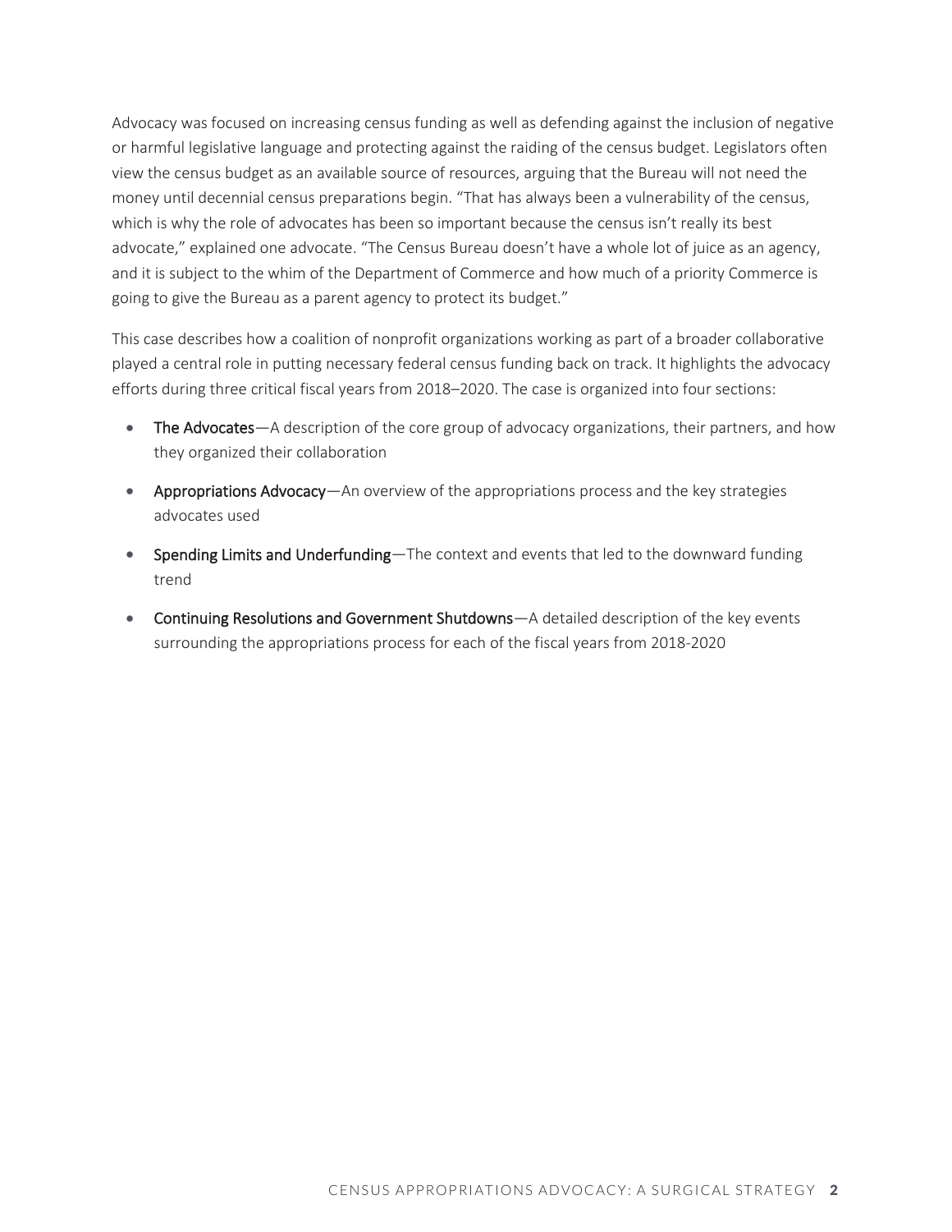Advocacy was focused on increasing census funding as well as defending against the inclusion of negative or harmful legislative language and protecting against the raiding of the census budget. Legislators often view the census budget as an available source of resources, arguing that the Bureau will not need the money until decennial census preparations begin. "That has always been a vulnerability of the census, which is why the role of advocates has been so important because the census isn't really its best advocate," explained one advocate. "The Census Bureau doesn't have a whole lot of juice as an agency, and it is subject to the whim of the Department of Commerce and how much of a priority Commerce is going to give the Bureau as a parent agency to protect its budget."

This case describes how a coalition of nonprofit organizations working as part of a broader collaborative played a central role in putting necessary federal census funding back on track. It highlights the advocacy efforts during three critical fiscal years from 2018–2020. The case is organized into four sections:

- **The Advocates**—A description of the core group of advocacy organizations, their partners, and how they organized their collaboration
- **Appropriations Advocacy**—An overview of the appropriations process and the key strategies advocates used
- **Spending Limits and Underfunding**—The context and events that led to the downward funding trend
- **Continuing Resolutions and Government Shutdowns**—A detailed description of the key events surrounding the appropriations process for each of the fiscal years from 2018-2020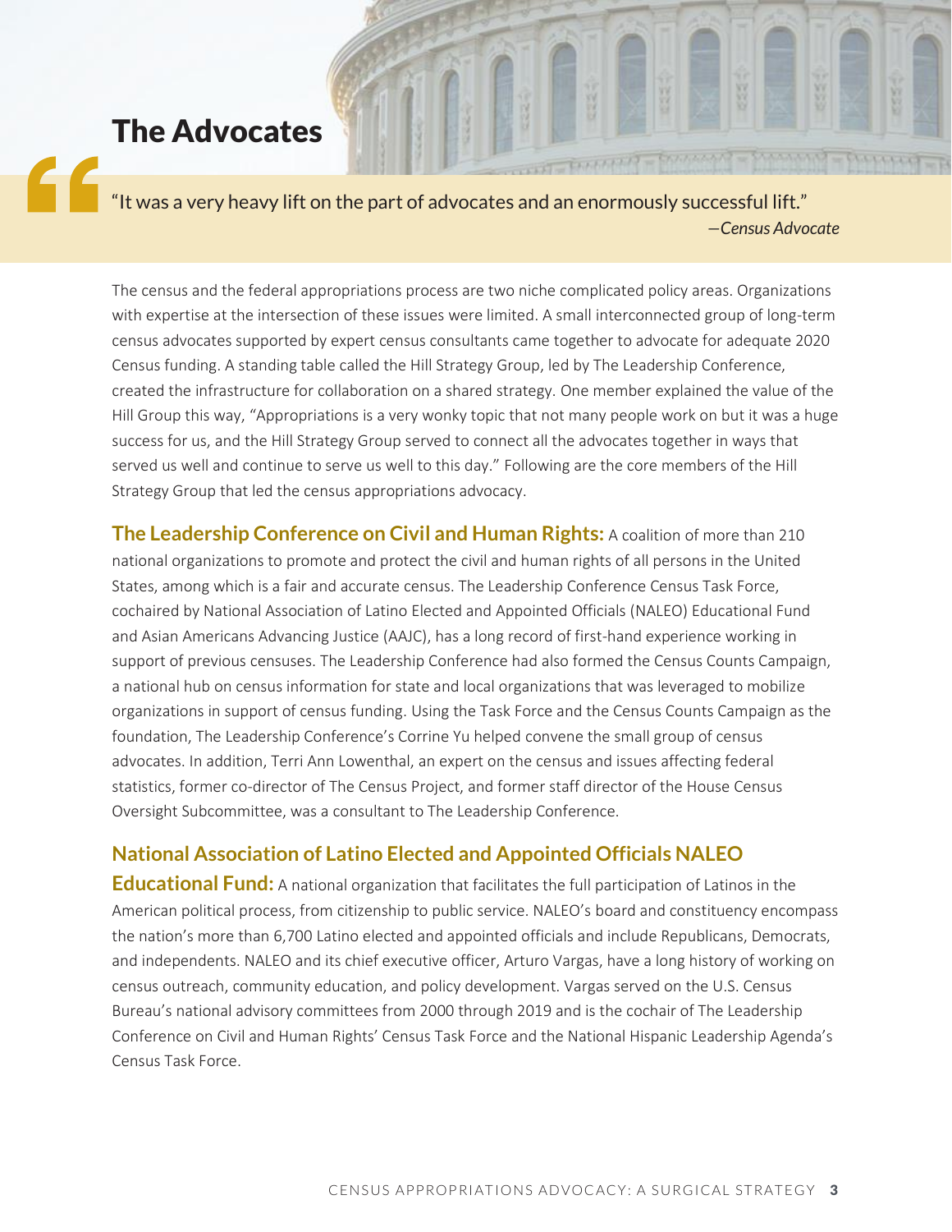## The Advocates

> "It was a very heavy lift on the part of advocates and an enormously successful lift."
>
> —*Census Advocate*

The census and the federal appropriations process are two niche complicated policy areas. Organizations with expertise at the intersection of these issues were limited. A small interconnected group of long-term census advocates supported by expert census consultants came together to advocate for adequate 2020 Census funding. A standing table called the Hill Strategy Group, led by The Leadership Conference, created the infrastructure for collaboration on a shared strategy. One member explained the value of the Hill Group this way, "Appropriations is a very wonky topic that not many people work on but it was a huge success for us, and the Hill Strategy Group served to connect all the advocates together in ways that served us well and continue to serve us well to this day." Following are the core members of the Hill Strategy Group that led the census appropriations advocacy.

**The Leadership Conference on Civil and Human Rights:** A coalition of more than 210 national organizations to promote and protect the civil and human rights of all persons in the United States, among which is a fair and accurate census. The Leadership Conference Census Task Force, cochaired by National Association of Latino Elected and Appointed Officials (NALEO) Educational Fund and Asian Americans Advancing Justice (AAJC), has a long record of first-hand experience working in support of previous censuses. The Leadership Conference had also formed the Census Counts Campaign, a national hub on census information for state and local organizations that was leveraged to mobilize organizations in support of census funding. Using the Task Force and the Census Counts Campaign as the foundation, The Leadership Conference's Corrine Yu helped convene the small group of census advocates. In addition, Terri Ann Lowenthal, an expert on the census and issues affecting federal statistics, former co-director of The Census Project, and former staff director of the House Census Oversight Subcommittee, was a consultant to The Leadership Conference.

**National Association of Latino Elected and Appointed Officials NALEO Educational Fund:** A national organization that facilitates the full participation of Latinos in the American political process, from citizenship to public service. NALEO's board and constituency encompass the nation's more than 6,700 Latino elected and appointed officials and include Republicans, Democrats, and independents. NALEO and its chief executive officer, Arturo Vargas, have a long history of working on census outreach, community education, and policy development. Vargas served on the U.S. Census Bureau's national advisory committees from 2000 through 2019 and is the cochair of The Leadership Conference on Civil and Human Rights' Census Task Force and the National Hispanic Leadership Agenda's Census Task Force.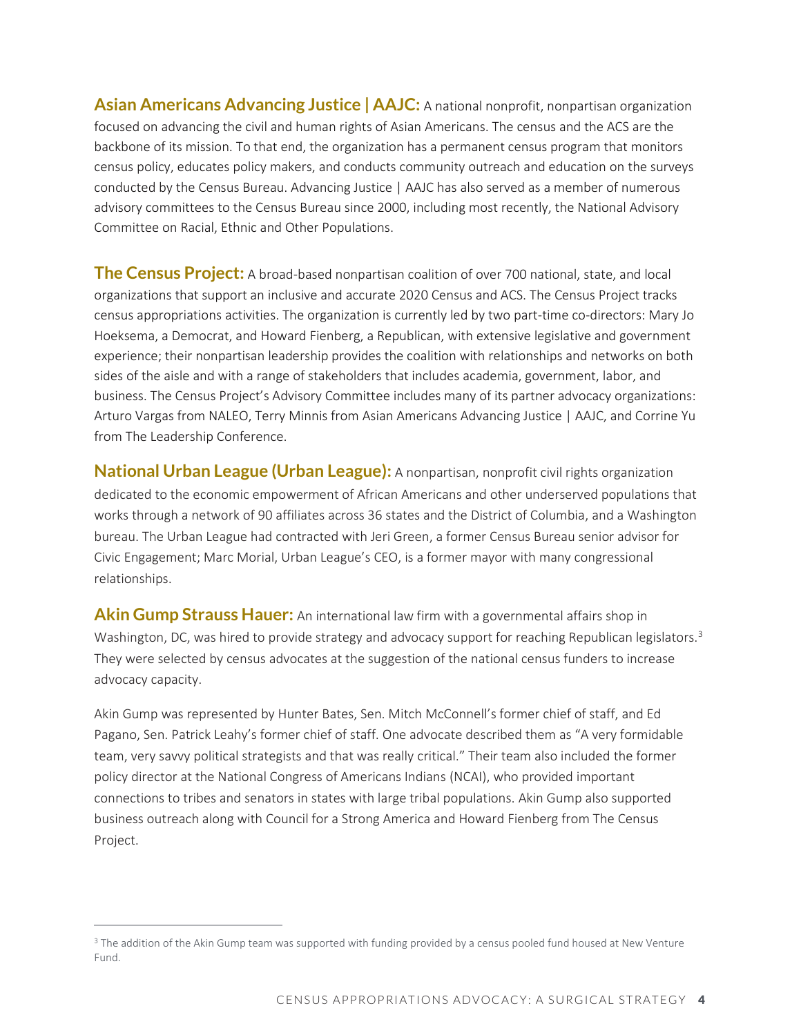**Asian Americans Advancing Justice | AAJC:** A national nonprofit, nonpartisan organization focused on advancing the civil and human rights of Asian Americans. The census and the ACS are the backbone of its mission. To that end, the organization has a permanent census program that monitors census policy, educates policy makers, and conducts community outreach and education on the surveys conducted by the Census Bureau. Advancing Justice | AAJC has also served as a member of numerous advisory committees to the Census Bureau since 2000, including most recently, the National Advisory Committee on Racial, Ethnic and Other Populations.

**The Census Project:** A broad-based nonpartisan coalition of over 700 national, state, and local organizations that support an inclusive and accurate 2020 Census and ACS. The Census Project tracks census appropriations activities. The organization is currently led by two part-time co-directors: Mary Jo Hoeksema, a Democrat, and Howard Fienberg, a Republican, with extensive legislative and government experience; their nonpartisan leadership provides the coalition with relationships and networks on both sides of the aisle and with a range of stakeholders that includes academia, government, labor, and business. The Census Project's Advisory Committee includes many of its partner advocacy organizations: Arturo Vargas from NALEO, Terry Minnis from Asian Americans Advancing Justice | AAJC, and Corrine Yu from The Leadership Conference.

**National Urban League (Urban League):** A nonpartisan, nonprofit civil rights organization dedicated to the economic empowerment of African Americans and other underserved populations that works through a network of 90 affiliates across 36 states and the District of Columbia, and a Washington bureau. The Urban League had contracted with Jeri Green, a former Census Bureau senior advisor for Civic Engagement; Marc Morial, Urban League's CEO, is a former mayor with many congressional relationships.

**Akin Gump Strauss Hauer:** An international law firm with a governmental affairs shop in Washington, DC, was hired to provide strategy and advocacy support for reaching Republican legislators.[3] They were selected by census advocates at the suggestion of the national census funders to increase advocacy capacity.

Akin Gump was represented by Hunter Bates, Sen. Mitch McConnell's former chief of staff, and Ed Pagano, Sen. Patrick Leahy's former chief of staff. One advocate described them as "A very formidable team, very savvy political strategists and that was really critical." Their team also included the former policy director at the National Congress of Americans Indians (NCAI), who provided important connections to tribes and senators in states with large tribal populations. Akin Gump also supported business outreach along with Council for a Strong America and Howard Fienberg from The Census Project.

---

[3] The addition of the Akin Gump team was supported with funding provided by a census pooled fund housed at New Venture Fund.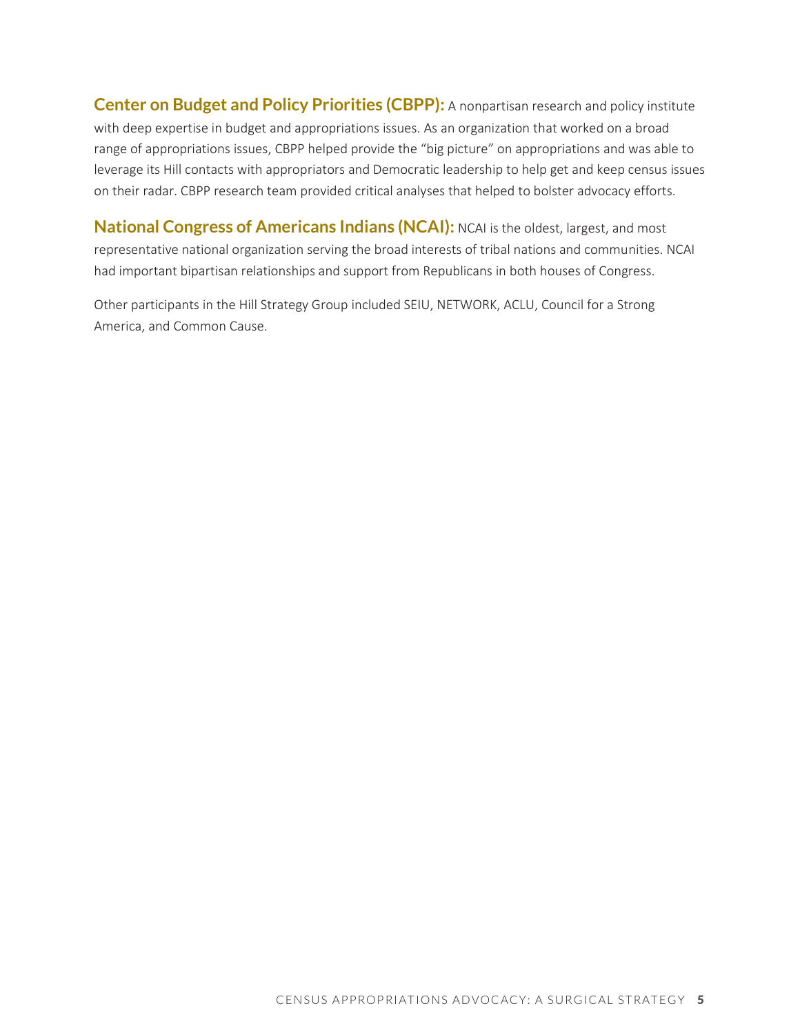**Center on Budget and Policy Priorities (CBPP):** A nonpartisan research and policy institute with deep expertise in budget and appropriations issues. As an organization that worked on a broad range of appropriations issues, CBPP helped provide the "big picture" on appropriations and was able to leverage its Hill contacts with appropriators and Democratic leadership to help get and keep census issues on their radar. CBPP research team provided critical analyses that helped to bolster advocacy efforts.

**National Congress of Americans Indians (NCAI):** NCAI is the oldest, largest, and most representative national organization serving the broad interests of tribal nations and communities. NCAI had important bipartisan relationships and support from Republicans in both houses of Congress.

Other participants in the Hill Strategy Group included SEIU, NETWORK, ACLU, Council for a Strong America, and Common Cause.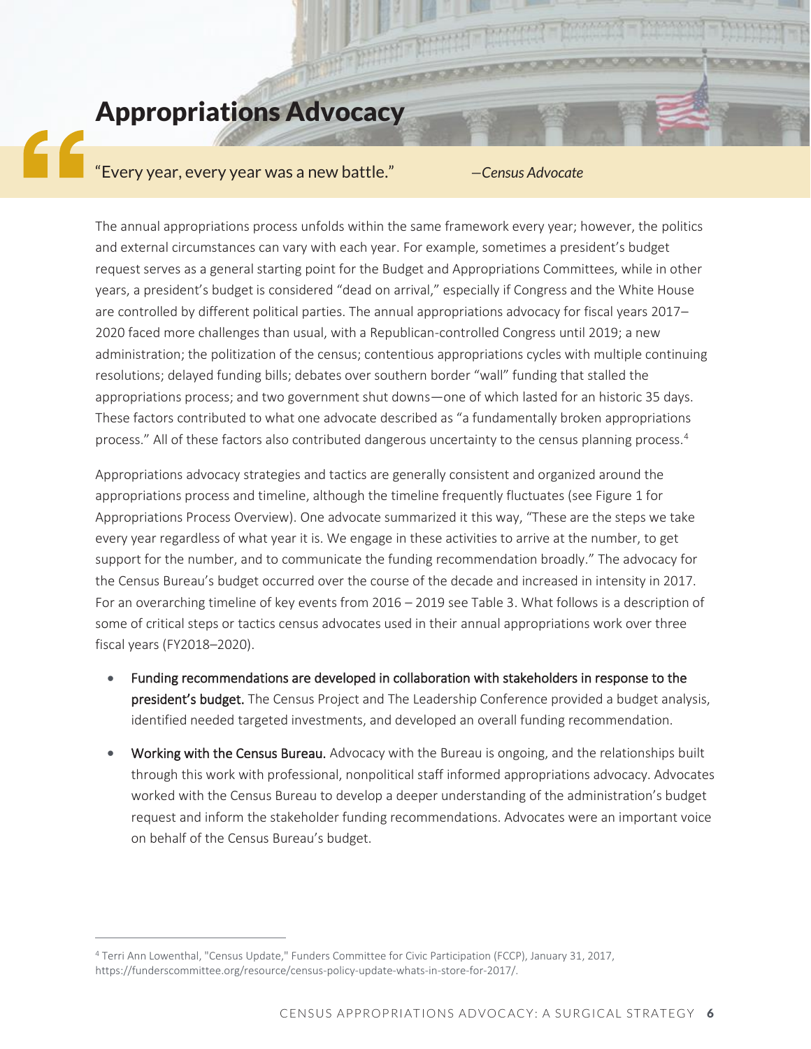## Appropriations Advocacy

> "Every year, every year was a new battle." —*Census Advocate*

The annual appropriations process unfolds within the same framework every year; however, the politics and external circumstances can vary with each year. For example, sometimes a president's budget request serves as a general starting point for the Budget and Appropriations Committees, while in other years, a president's budget is considered "dead on arrival," especially if Congress and the White House are controlled by different political parties. The annual appropriations advocacy for fiscal years 2017–2020 faced more challenges than usual, with a Republican-controlled Congress until 2019; a new administration; the politization of the census; contentious appropriations cycles with multiple continuing resolutions; delayed funding bills; debates over southern border "wall" funding that stalled the appropriations process; and two government shut downs—one of which lasted for an historic 35 days. These factors contributed to what one advocate described as "a fundamentally broken appropriations process." All of these factors also contributed dangerous uncertainty to the census planning process.[4]

Appropriations advocacy strategies and tactics are generally consistent and organized around the appropriations process and timeline, although the timeline frequently fluctuates (see Figure 1 for Appropriations Process Overview). One advocate summarized it this way, "These are the steps we take every year regardless of what year it is. We engage in these activities to arrive at the number, to get support for the number, and to communicate the funding recommendation broadly." The advocacy for the Census Bureau's budget occurred over the course of the decade and increased in intensity in 2017. For an overarching timeline of key events from 2016 – 2019 see Table 3. What follows is a description of some of critical steps or tactics census advocates used in their annual appropriations work over three fiscal years (FY2018–2020).

- **Funding recommendations are developed in collaboration with stakeholders in response to the president's budget.** The Census Project and The Leadership Conference provided a budget analysis, identified needed targeted investments, and developed an overall funding recommendation.
- **Working with the Census Bureau.** Advocacy with the Bureau is ongoing, and the relationships built through this work with professional, nonpolitical staff informed appropriations advocacy. Advocates worked with the Census Bureau to develop a deeper understanding of the administration's budget request and inform the stakeholder funding recommendations. Advocates were an important voice on behalf of the Census Bureau's budget.

---

[4] Terri Ann Lowenthal, "Census Update," Funders Committee for Civic Participation (FCCP), January 31, 2017, https://funderscommittee.org/resource/census-policy-update-whats-in-store-for-2017/.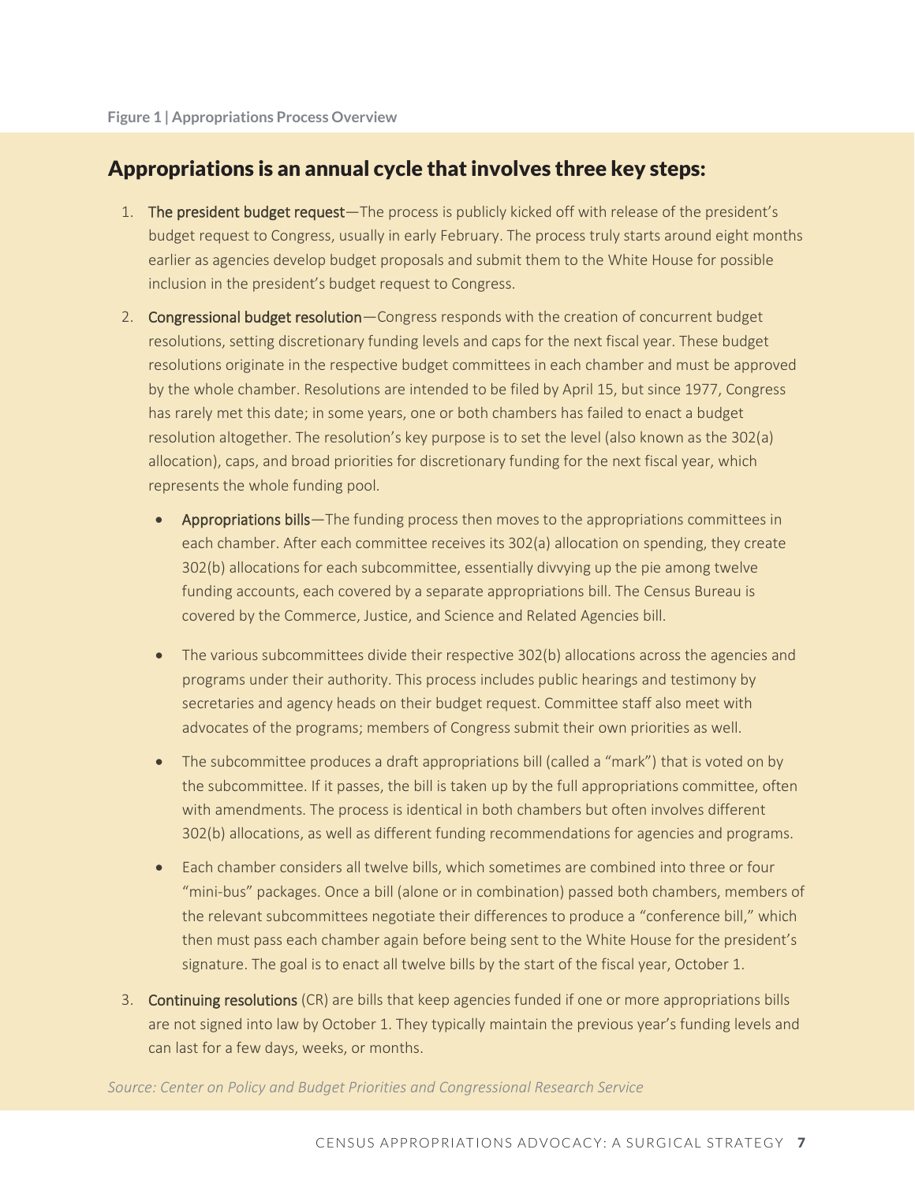**Figure 1 | Appropriations Process Overview**

## Appropriations is an annual cycle that involves three key steps:

1. The president budget request—The process is publicly kicked off with release of the president's budget request to Congress, usually in early February. The process truly starts around eight months earlier as agencies develop budget proposals and submit them to the White House for possible inclusion in the president's budget request to Congress.
2. Congressional budget resolution—Congress responds with the creation of concurrent budget resolutions, setting discretionary funding levels and caps for the next fiscal year. These budget resolutions originate in the respective budget committees in each chamber and must be approved by the whole chamber. Resolutions are intended to be filed by April 15, but since 1977, Congress has rarely met this date; in some years, one or both chambers has failed to enact a budget resolution altogether. The resolution's key purpose is to set the level (also known as the 302(a) allocation), caps, and broad priorities for discretionary funding for the next fiscal year, which represents the whole funding pool.
   - Appropriations bills—The funding process then moves to the appropriations committees in each chamber. After each committee receives its 302(a) allocation on spending, they create 302(b) allocations for each subcommittee, essentially divvying up the pie among twelve funding accounts, each covered by a separate appropriations bill. The Census Bureau is covered by the Commerce, Justice, and Science and Related Agencies bill.
   - The various subcommittees divide their respective 302(b) allocations across the agencies and programs under their authority. This process includes public hearings and testimony by secretaries and agency heads on their budget request. Committee staff also meet with advocates of the programs; members of Congress submit their own priorities as well.
   - The subcommittee produces a draft appropriations bill (called a "mark") that is voted on by the subcommittee. If it passes, the bill is taken up by the full appropriations committee, often with amendments. The process is identical in both chambers but often involves different 302(b) allocations, as well as different funding recommendations for agencies and programs.
   - Each chamber considers all twelve bills, which sometimes are combined into three or four "mini-bus" packages. Once a bill (alone or in combination) passed both chambers, members of the relevant subcommittees negotiate their differences to produce a "conference bill," which then must pass each chamber again before being sent to the White House for the president's signature. The goal is to enact all twelve bills by the start of the fiscal year, October 1.
3. Continuing resolutions (CR) are bills that keep agencies funded if one or more appropriations bills are not signed into law by October 1. They typically maintain the previous year's funding levels and can last for a few days, weeks, or months.

*Source: Center on Policy and Budget Priorities and Congressional Research Service*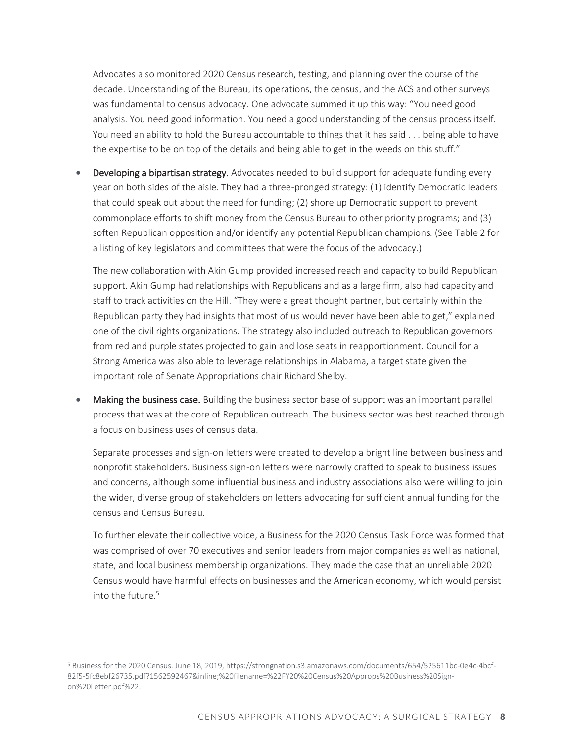Advocates also monitored 2020 Census research, testing, and planning over the course of the decade. Understanding of the Bureau, its operations, the census, and the ACS and other surveys was fundamental to census advocacy. One advocate summed it up this way: "You need good analysis. You need good information. You need a good understanding of the census process itself. You need an ability to hold the Bureau accountable to things that it has said . . . being able to have the expertise to be on top of the details and being able to get in the weeds on this stuff."

- **Developing a bipartisan strategy.** Advocates needed to build support for adequate funding every year on both sides of the aisle. They had a three-pronged strategy: (1) identify Democratic leaders that could speak out about the need for funding; (2) shore up Democratic support to prevent commonplace efforts to shift money from the Census Bureau to other priority programs; and (3) soften Republican opposition and/or identify any potential Republican champions. (See Table 2 for a listing of key legislators and committees that were the focus of the advocacy.)

  The new collaboration with Akin Gump provided increased reach and capacity to build Republican support. Akin Gump had relationships with Republicans and as a large firm, also had capacity and staff to track activities on the Hill. "They were a great thought partner, but certainly within the Republican party they had insights that most of us would never have been able to get," explained one of the civil rights organizations. The strategy also included outreach to Republican governors from red and purple states projected to gain and lose seats in reapportionment. Council for a Strong America was also able to leverage relationships in Alabama, a target state given the important role of Senate Appropriations chair Richard Shelby.

- **Making the business case.** Building the business sector base of support was an important parallel process that was at the core of Republican outreach. The business sector was best reached through a focus on business uses of census data.

  Separate processes and sign-on letters were created to develop a bright line between business and nonprofit stakeholders. Business sign-on letters were narrowly crafted to speak to business issues and concerns, although some influential business and industry associations also were willing to join the wider, diverse group of stakeholders on letters advocating for sufficient annual funding for the census and Census Bureau.

  To further elevate their collective voice, a Business for the 2020 Census Task Force was formed that was comprised of over 70 executives and senior leaders from major companies as well as national, state, and local business membership organizations. They made the case that an unreliable 2020 Census would have harmful effects on businesses and the American economy, which would persist into the future.[5]

---

[5] Business for the 2020 Census. June 18, 2019, https://strongnation.s3.amazonaws.com/documents/654/525611bc-0e4c-4bcf-82f5-5fc8ebf26735.pdf?1562592467&inline;%20filename=%22FY20%20Census%20Approps%20Business%20Sign-on%20Letter.pdf%22.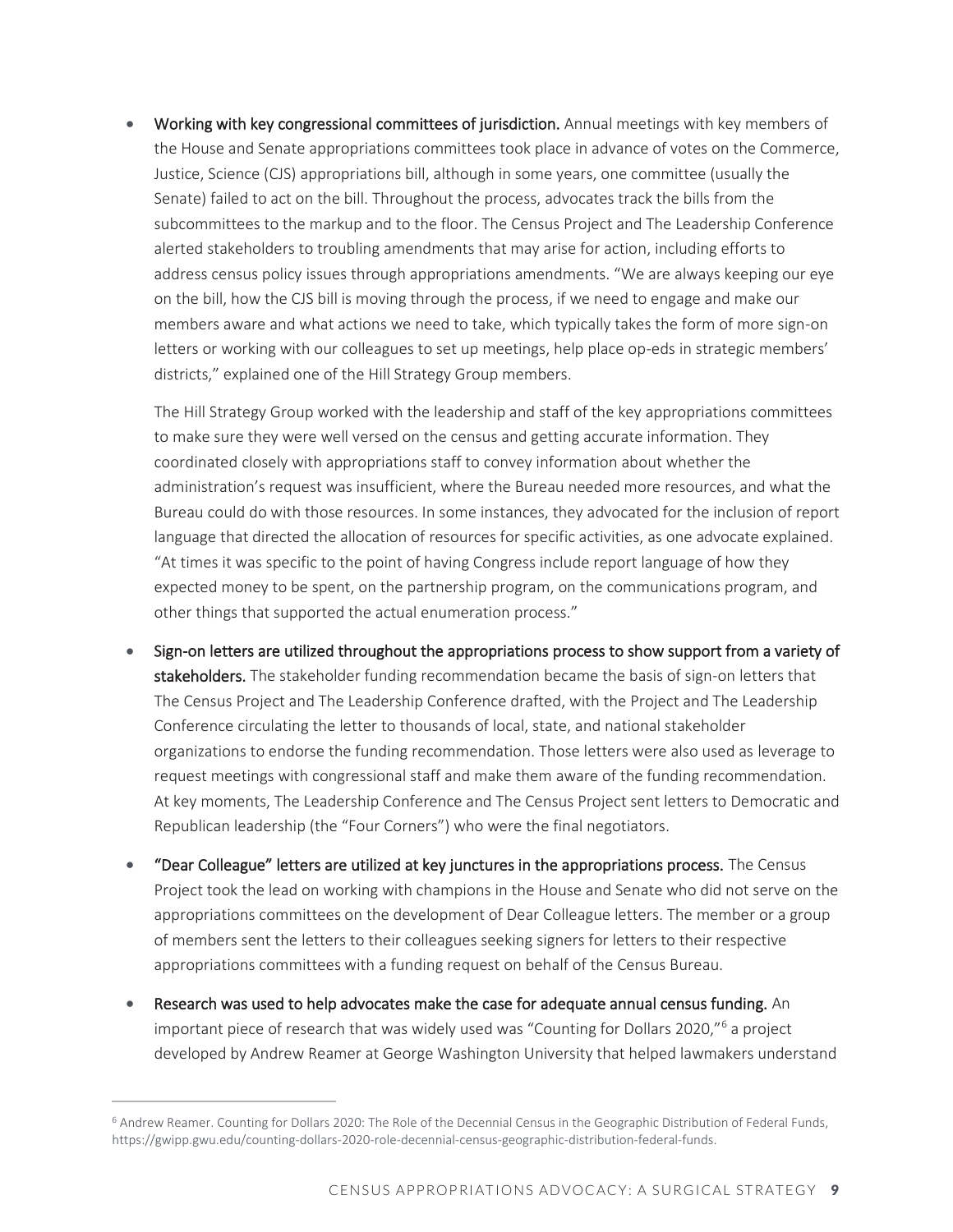- **Working with key congressional committees of jurisdiction.** Annual meetings with key members of the House and Senate appropriations committees took place in advance of votes on the Commerce, Justice, Science (CJS) appropriations bill, although in some years, one committee (usually the Senate) failed to act on the bill. Throughout the process, advocates track the bills from the subcommittees to the markup and to the floor. The Census Project and The Leadership Conference alerted stakeholders to troubling amendments that may arise for action, including efforts to address census policy issues through appropriations amendments. "We are always keeping our eye on the bill, how the CJS bill is moving through the process, if we need to engage and make our members aware and what actions we need to take, which typically takes the form of more sign-on letters or working with our colleagues to set up meetings, help place op-eds in strategic members' districts," explained one of the Hill Strategy Group members.

  The Hill Strategy Group worked with the leadership and staff of the key appropriations committees to make sure they were well versed on the census and getting accurate information. They coordinated closely with appropriations staff to convey information about whether the administration's request was insufficient, where the Bureau needed more resources, and what the Bureau could do with those resources. In some instances, they advocated for the inclusion of report language that directed the allocation of resources for specific activities, as one advocate explained. "At times it was specific to the point of having Congress include report language of how they expected money to be spent, on the partnership program, on the communications program, and other things that supported the actual enumeration process."

- **Sign-on letters are utilized throughout the appropriations process to show support from a variety of stakeholders.** The stakeholder funding recommendation became the basis of sign-on letters that The Census Project and The Leadership Conference drafted, with the Project and The Leadership Conference circulating the letter to thousands of local, state, and national stakeholder organizations to endorse the funding recommendation. Those letters were also used as leverage to request meetings with congressional staff and make them aware of the funding recommendation. At key moments, The Leadership Conference and The Census Project sent letters to Democratic and Republican leadership (the "Four Corners") who were the final negotiators.

- **"Dear Colleague" letters are utilized at key junctures in the appropriations process.** The Census Project took the lead on working with champions in the House and Senate who did not serve on the appropriations committees on the development of Dear Colleague letters. The member or a group of members sent the letters to their colleagues seeking signers for letters to their respective appropriations committees with a funding request on behalf of the Census Bureau.

- **Research was used to help advocates make the case for adequate annual census funding.** An important piece of research that was widely used was "Counting for Dollars 2020,"[6] a project developed by Andrew Reamer at George Washington University that helped lawmakers understand

---

[6] Andrew Reamer. Counting for Dollars 2020: The Role of the Decennial Census in the Geographic Distribution of Federal Funds, https://gwipp.gwu.edu/counting-dollars-2020-role-decennial-census-geographic-distribution-federal-funds.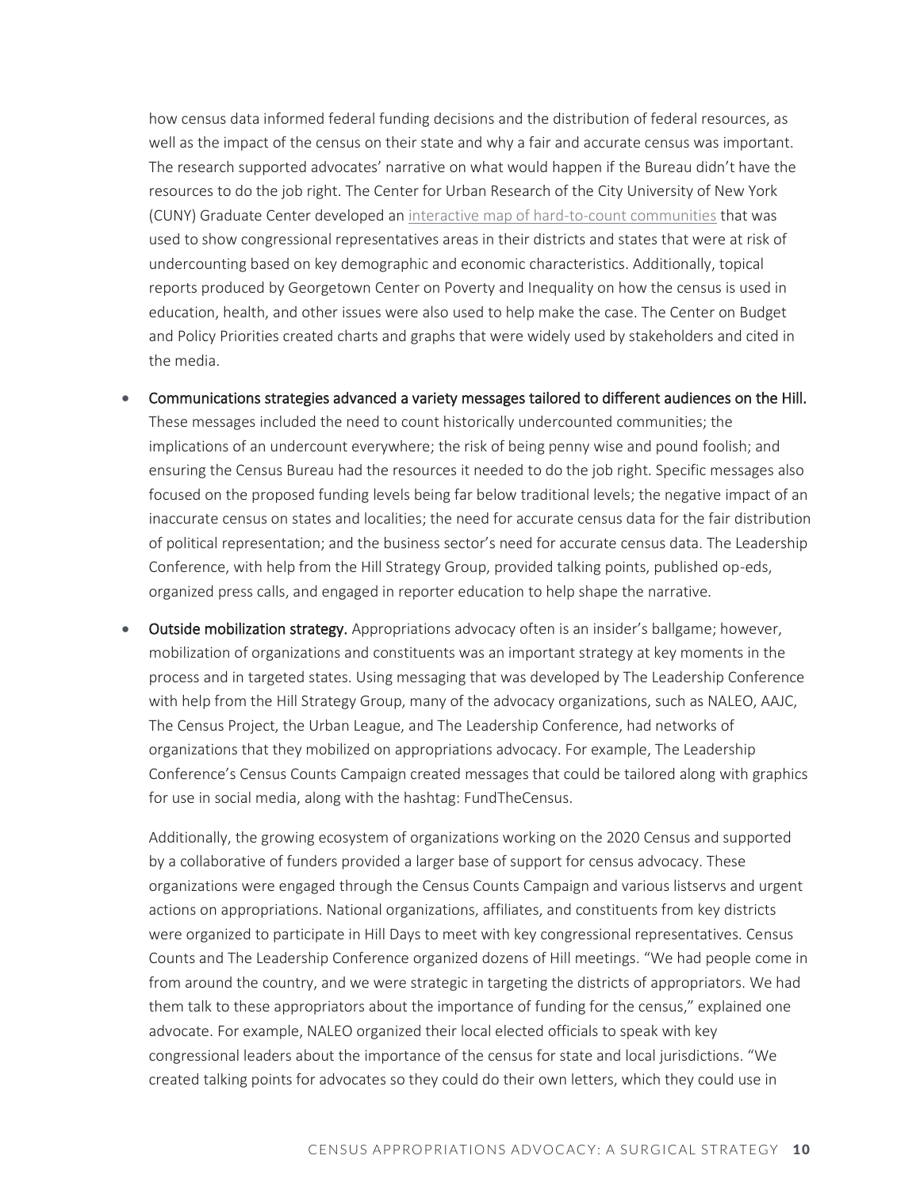how census data informed federal funding decisions and the distribution of federal resources, as well as the impact of the census on their state and why a fair and accurate census was important. The research supported advocates' narrative on what would happen if the Bureau didn't have the resources to do the job right. The Center for Urban Research of the City University of New York (CUNY) Graduate Center developed an interactive map of hard-to-count communities that was used to show congressional representatives areas in their districts and states that were at risk of undercounting based on key demographic and economic characteristics. Additionally, topical reports produced by Georgetown Center on Poverty and Inequality on how the census is used in education, health, and other issues were also used to help make the case. The Center on Budget and Policy Priorities created charts and graphs that were widely used by stakeholders and cited in the media.

- **Communications strategies advanced a variety messages tailored to different audiences on the Hill.** These messages included the need to count historically undercounted communities; the implications of an undercount everywhere; the risk of being penny wise and pound foolish; and ensuring the Census Bureau had the resources it needed to do the job right. Specific messages also focused on the proposed funding levels being far below traditional levels; the negative impact of an inaccurate census on states and localities; the need for accurate census data for the fair distribution of political representation; and the business sector's need for accurate census data. The Leadership Conference, with help from the Hill Strategy Group, provided talking points, published op-eds, organized press calls, and engaged in reporter education to help shape the narrative.

- **Outside mobilization strategy.** Appropriations advocacy often is an insider's ballgame; however, mobilization of organizations and constituents was an important strategy at key moments in the process and in targeted states. Using messaging that was developed by The Leadership Conference with help from the Hill Strategy Group, many of the advocacy organizations, such as NALEO, AAJC, The Census Project, the Urban League, and The Leadership Conference, had networks of organizations that they mobilized on appropriations advocacy. For example, The Leadership Conference's Census Counts Campaign created messages that could be tailored along with graphics for use in social media, along with the hashtag: FundTheCensus.

  Additionally, the growing ecosystem of organizations working on the 2020 Census and supported by a collaborative of funders provided a larger base of support for census advocacy. These organizations were engaged through the Census Counts Campaign and various listservs and urgent actions on appropriations. National organizations, affiliates, and constituents from key districts were organized to participate in Hill Days to meet with key congressional representatives. Census Counts and The Leadership Conference organized dozens of Hill meetings. "We had people come in from around the country, and we were strategic in targeting the districts of appropriators. We had them talk to these appropriators about the importance of funding for the census," explained one advocate. For example, NALEO organized their local elected officials to speak with key congressional leaders about the importance of the census for state and local jurisdictions. "We created talking points for advocates so they could do their own letters, which they could use in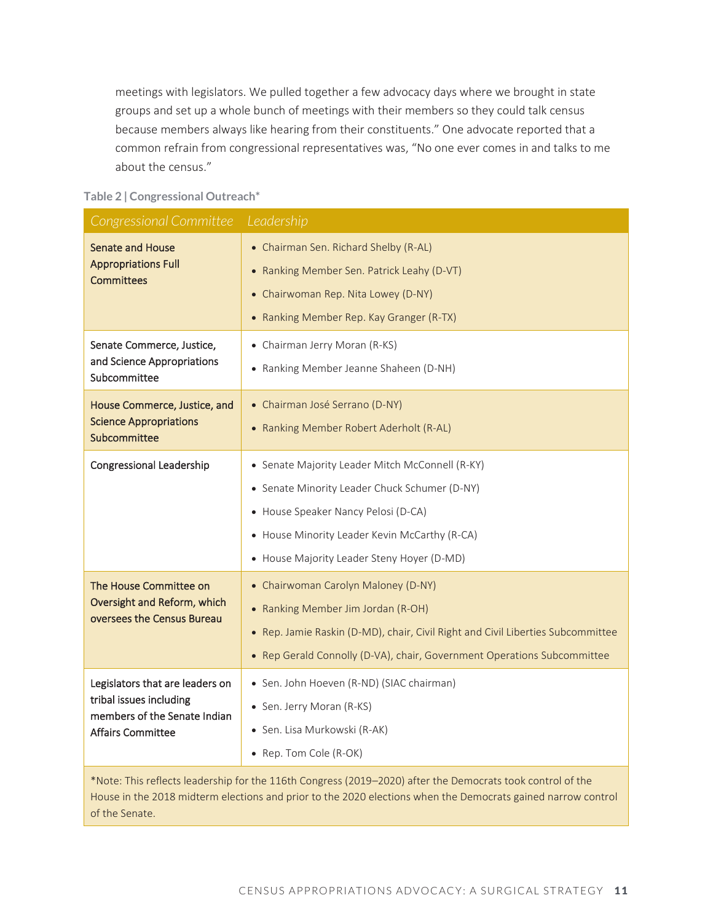meetings with legislators. We pulled together a few advocacy days where we brought in state groups and set up a whole bunch of meetings with their members so they could talk census because members always like hearing from their constituents." One advocate reported that a common refrain from congressional representatives was, "No one ever comes in and talks to me about the census."

**Table 2 | Congressional Outreach***

| Congressional Committee | Leadership |
|---|---|
| Senate and House Appropriations Full Committees | • Chairman Sen. Richard Shelby (R-AL)<br>• Ranking Member Sen. Patrick Leahy (D-VT)<br>• Chairwoman Rep. Nita Lowey (D-NY)<br>• Ranking Member Rep. Kay Granger (R-TX) |
| Senate Commerce, Justice, and Science Appropriations Subcommittee | • Chairman Jerry Moran (R-KS)<br>• Ranking Member Jeanne Shaheen (D-NH) |
| House Commerce, Justice, and Science Appropriations Subcommittee | • Chairman José Serrano (D-NY)<br>• Ranking Member Robert Aderholt (R-AL) |
| Congressional Leadership | • Senate Majority Leader Mitch McConnell (R-KY)<br>• Senate Minority Leader Chuck Schumer (D-NY)<br>• House Speaker Nancy Pelosi (D-CA)<br>• House Minority Leader Kevin McCarthy (R-CA)<br>• House Majority Leader Steny Hoyer (D-MD) |
| The House Committee on Oversight and Reform, which oversees the Census Bureau | • Chairwoman Carolyn Maloney (D-NY)<br>• Ranking Member Jim Jordan (R-OH)<br>• Rep. Jamie Raskin (D-MD), chair, Civil Right and Civil Liberties Subcommittee<br>• Rep Gerald Connolly (D-VA), chair, Government Operations Subcommittee |
| Legislators that are leaders on tribal issues including members of the Senate Indian Affairs Committee | • Sen. John Hoeven (R-ND) (SIAC chairman)<br>• Sen. Jerry Moran (R-KS)<br>• Sen. Lisa Murkowski (R-AK)<br>• Rep. Tom Cole (R-OK) |

*Note: This reflects leadership for the 116th Congress (2019–2020) after the Democrats took control of the House in the 2018 midterm elections and prior to the 2020 elections when the Democrats gained narrow control of the Senate.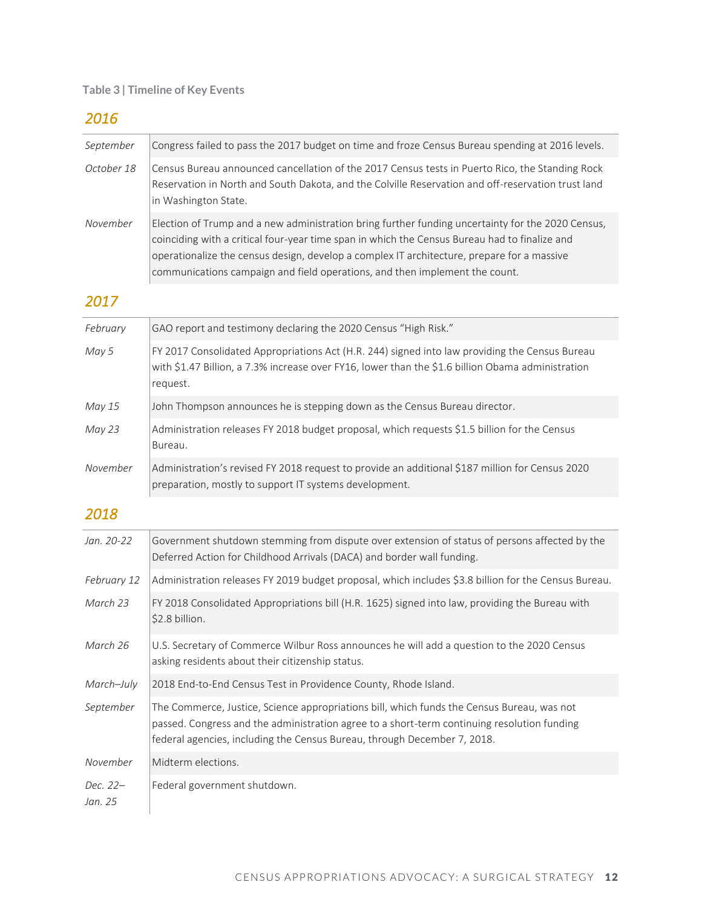**Table 3 | Timeline of Key Events**

## *2016*

| | |
|---|---|
| *September* | Congress failed to pass the 2017 budget on time and froze Census Bureau spending at 2016 levels. |
| *October 18* | Census Bureau announced cancellation of the 2017 Census tests in Puerto Rico, the Standing Rock Reservation in North and South Dakota, and the Colville Reservation and off-reservation trust land in Washington State. |
| *November* | Election of Trump and a new administration bring further funding uncertainty for the 2020 Census, coinciding with a critical four-year time span in which the Census Bureau had to finalize and operationalize the census design, develop a complex IT architecture, prepare for a massive communications campaign and field operations, and then implement the count. |

## *2017*

| | |
|---|---|
| *February* | GAO report and testimony declaring the 2020 Census "High Risk." |
| *May 5* | FY 2017 Consolidated Appropriations Act (H.R. 244) signed into law providing the Census Bureau with $1.47 Billion, a 7.3% increase over FY16, lower than the $1.6 billion Obama administration request. |
| *May 15* | John Thompson announces he is stepping down as the Census Bureau director. |
| *May 23* | Administration releases FY 2018 budget proposal, which requests $1.5 billion for the Census Bureau. |
| *November* | Administration's revised FY 2018 request to provide an additional $187 million for Census 2020 preparation, mostly to support IT systems development. |

## *2018*

| | |
|---|---|
| *Jan. 20-22* | Government shutdown stemming from dispute over extension of status of persons affected by the Deferred Action for Childhood Arrivals (DACA) and border wall funding. |
| *February 12* | Administration releases FY 2019 budget proposal, which includes $3.8 billion for the Census Bureau. |
| *March 23* | FY 2018 Consolidated Appropriations bill (H.R. 1625) signed into law, providing the Bureau with $2.8 billion. |
| *March 26* | U.S. Secretary of Commerce Wilbur Ross announces he will add a question to the 2020 Census asking residents about their citizenship status. |
| *March–July* | 2018 End-to-End Census Test in Providence County, Rhode Island. |
| *September* | The Commerce, Justice, Science appropriations bill, which funds the Census Bureau, was not passed. Congress and the administration agree to a short-term continuing resolution funding federal agencies, including the Census Bureau, through December 7, 2018. |
| *November* | Midterm elections. |
| *Dec. 22– Jan. 25* | Federal government shutdown. |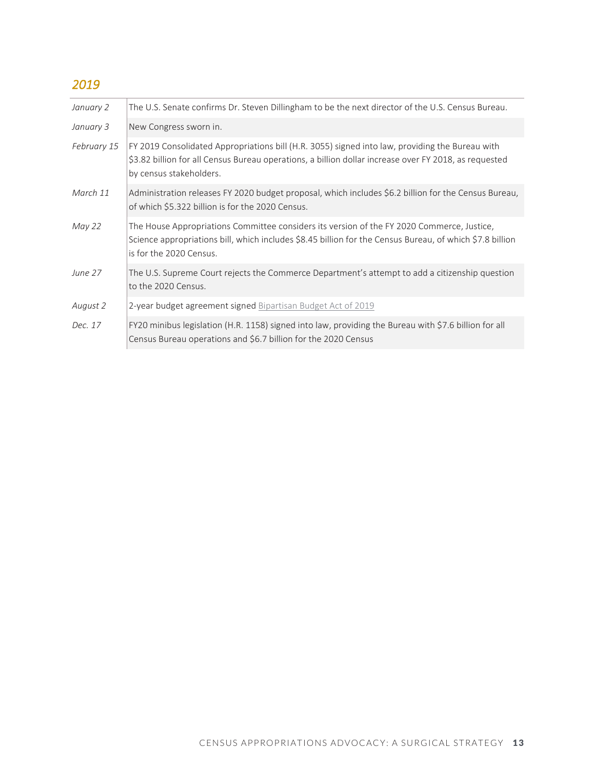## *2019*

| | |
|---|---|
| *January 2* | The U.S. Senate confirms Dr. Steven Dillingham to be the next director of the U.S. Census Bureau. |
| *January 3* | New Congress sworn in. |
| *February 15* | FY 2019 Consolidated Appropriations bill (H.R. 3055) signed into law, providing the Bureau with $3.82 billion for all Census Bureau operations, a billion dollar increase over FY 2018, as requested by census stakeholders. |
| *March 11* | Administration releases FY 2020 budget proposal, which includes $6.2 billion for the Census Bureau, of which $5.322 billion is for the 2020 Census. |
| *May 22* | The House Appropriations Committee considers its version of the FY 2020 Commerce, Justice, Science appropriations bill, which includes $8.45 billion for the Census Bureau, of which $7.8 billion is for the 2020 Census. |
| *June 27* | The U.S. Supreme Court rejects the Commerce Department's attempt to add a citizenship question to the 2020 Census. |
| *August 2* | 2-year budget agreement signed Bipartisan Budget Act of 2019 |
| *Dec. 17* | FY20 minibus legislation (H.R. 1158) signed into law, providing the Bureau with $7.6 billion for all Census Bureau operations and $6.7 billion for the 2020 Census |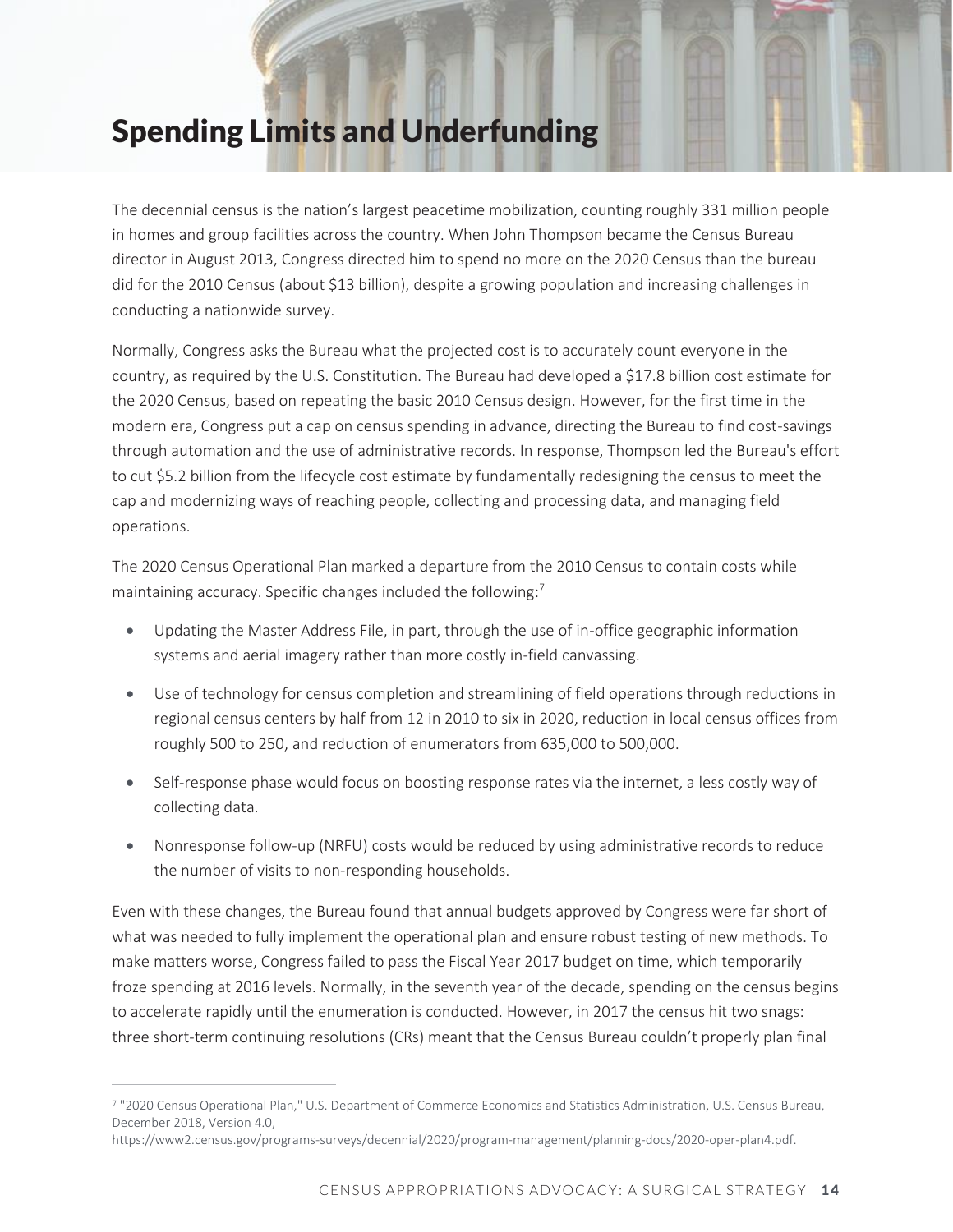# Spending Limits and Underfunding

The decennial census is the nation's largest peacetime mobilization, counting roughly 331 million people in homes and group facilities across the country. When John Thompson became the Census Bureau director in August 2013, Congress directed him to spend no more on the 2020 Census than the bureau did for the 2010 Census (about $13 billion), despite a growing population and increasing challenges in conducting a nationwide survey.

Normally, Congress asks the Bureau what the projected cost is to accurately count everyone in the country, as required by the U.S. Constitution. The Bureau had developed a $17.8 billion cost estimate for the 2020 Census, based on repeating the basic 2010 Census design. However, for the first time in the modern era, Congress put a cap on census spending in advance, directing the Bureau to find cost-savings through automation and the use of administrative records. In response, Thompson led the Bureau's effort to cut $5.2 billion from the lifecycle cost estimate by fundamentally redesigning the census to meet the cap and modernizing ways of reaching people, collecting and processing data, and managing field operations.

The 2020 Census Operational Plan marked a departure from the 2010 Census to contain costs while maintaining accuracy. Specific changes included the following:[7]

- Updating the Master Address File, in part, through the use of in-office geographic information systems and aerial imagery rather than more costly in-field canvassing.
- Use of technology for census completion and streamlining of field operations through reductions in regional census centers by half from 12 in 2010 to six in 2020, reduction in local census offices from roughly 500 to 250, and reduction of enumerators from 635,000 to 500,000.
- Self-response phase would focus on boosting response rates via the internet, a less costly way of collecting data.
- Nonresponse follow-up (NRFU) costs would be reduced by using administrative records to reduce the number of visits to non-responding households.

Even with these changes, the Bureau found that annual budgets approved by Congress were far short of what was needed to fully implement the operational plan and ensure robust testing of new methods. To make matters worse, Congress failed to pass the Fiscal Year 2017 budget on time, which temporarily froze spending at 2016 levels. Normally, in the seventh year of the decade, spending on the census begins to accelerate rapidly until the enumeration is conducted. However, in 2017 the census hit two snags: three short-term continuing resolutions (CRs) meant that the Census Bureau couldn't properly plan final

---

[7] "2020 Census Operational Plan," U.S. Department of Commerce Economics and Statistics Administration, U.S. Census Bureau, December 2018, Version 4.0, https://www2.census.gov/programs-surveys/decennial/2020/program-management/planning-docs/2020-oper-plan4.pdf.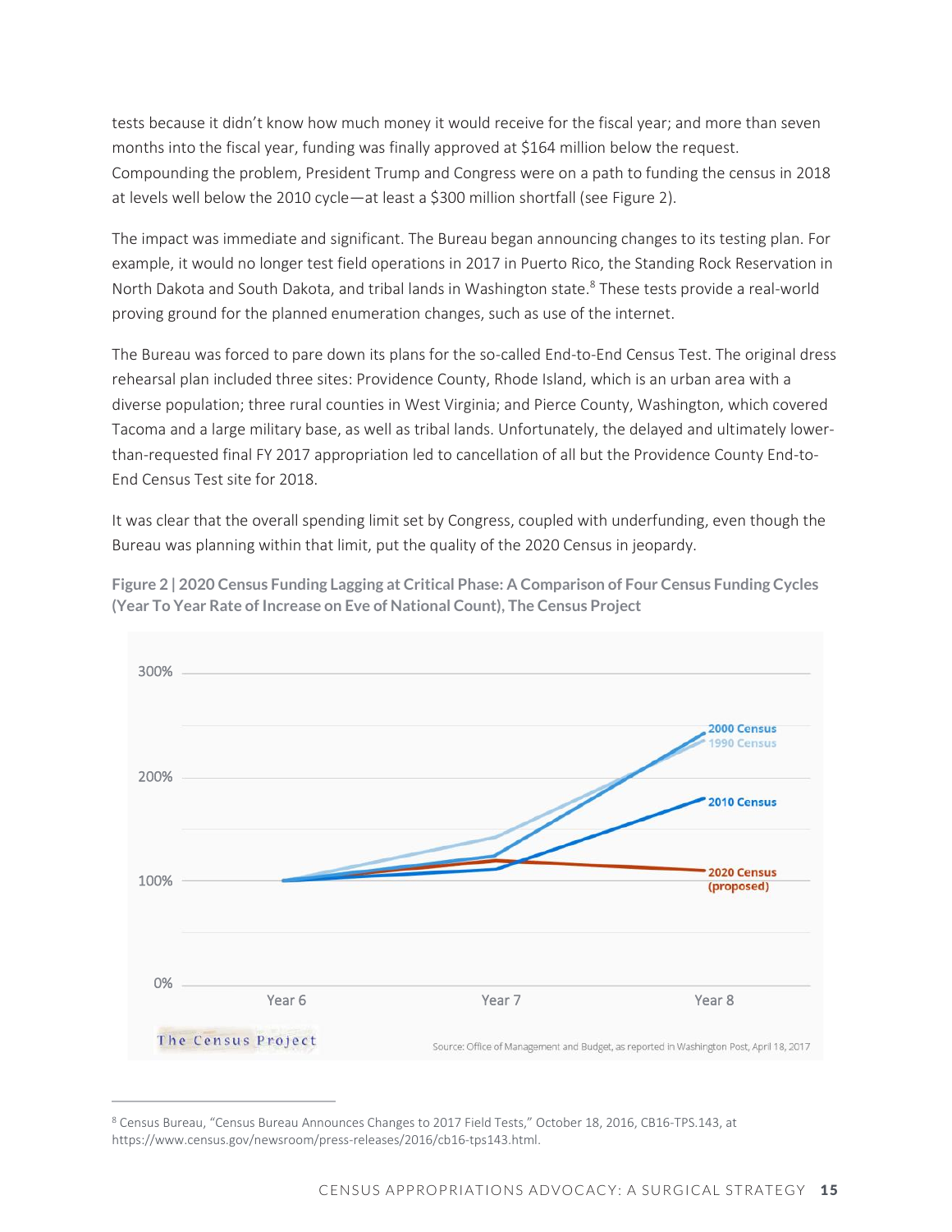tests because it didn't know how much money it would receive for the fiscal year; and more than seven months into the fiscal year, funding was finally approved at $164 million below the request. Compounding the problem, President Trump and Congress were on a path to funding the census in 2018 at levels well below the 2010 cycle—at least a $300 million shortfall (see Figure 2).

The impact was immediate and significant. The Bureau began announcing changes to its testing plan. For example, it would no longer test field operations in 2017 in Puerto Rico, the Standing Rock Reservation in North Dakota and South Dakota, and tribal lands in Washington state.[8] These tests provide a real-world proving ground for the planned enumeration changes, such as use of the internet.

The Bureau was forced to pare down its plans for the so-called End-to-End Census Test. The original dress rehearsal plan included three sites: Providence County, Rhode Island, which is an urban area with a diverse population; three rural counties in West Virginia; and Pierce County, Washington, which covered Tacoma and a large military base, as well as tribal lands. Unfortunately, the delayed and ultimately lower-than-requested final FY 2017 appropriation led to cancellation of all but the Providence County End-to-End Census Test site for 2018.

It was clear that the overall spending limit set by Congress, coupled with underfunding, even though the Bureau was planning within that limit, put the quality of the 2020 Census in jeopardy.

**Figure 2 | 2020 Census Funding Lagging at Critical Phase: A Comparison of Four Census Funding Cycles (Year To Year Rate of Increase on Eve of National Count), The Census Project**

Source: Office of Management and Budget, as reported in Washington Post, April 18, 2017

---

[8] Census Bureau, "Census Bureau Announces Changes to 2017 Field Tests," October 18, 2016, CB16-TPS.143, at https://www.census.gov/newsroom/press-releases/2016/cb16-tps143.html.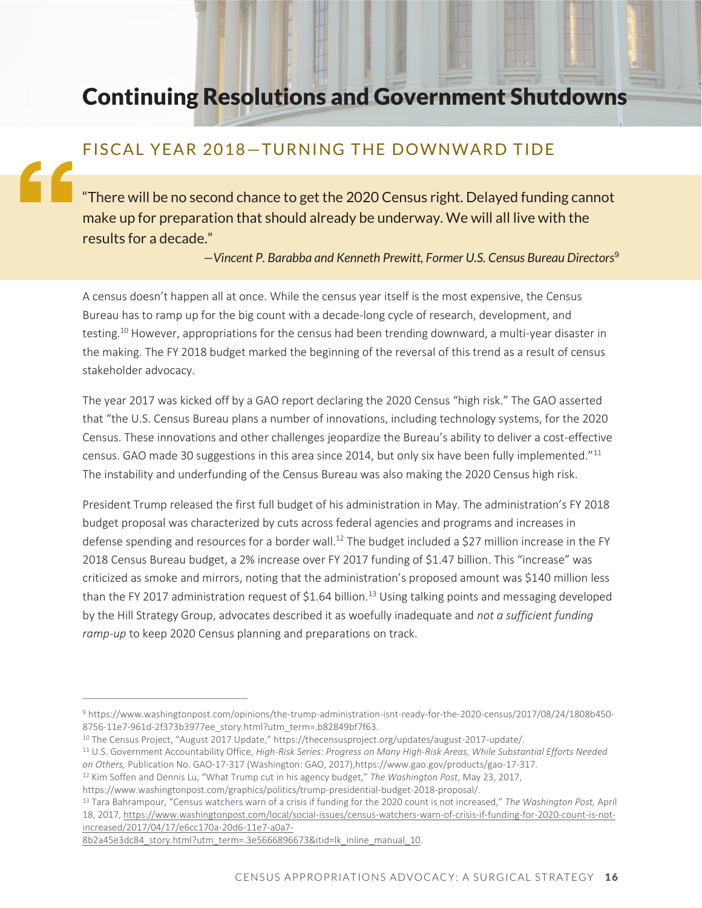# Continuing Resolutions and Government Shutdowns

## FISCAL YEAR 2018—TURNING THE DOWNWARD TIDE

> "There will be no second chance to get the 2020 Census right. Delayed funding cannot make up for preparation that should already be underway. We will all live with the results for a decade."
>
> —*Vincent P. Barabba and Kenneth Prewitt, Former U.S. Census Bureau Directors*[9]

A census doesn't happen all at once. While the census year itself is the most expensive, the Census Bureau has to ramp up for the big count with a decade-long cycle of research, development, and testing.[10] However, appropriations for the census had been trending downward, a multi-year disaster in the making. The FY 2018 budget marked the beginning of the reversal of this trend as a result of census stakeholder advocacy.

The year 2017 was kicked off by a GAO report declaring the 2020 Census "high risk." The GAO asserted that "the U.S. Census Bureau plans a number of innovations, including technology systems, for the 2020 Census. These innovations and other challenges jeopardize the Bureau's ability to deliver a cost-effective census. GAO made 30 suggestions in this area since 2014, but only six have been fully implemented."[11] The instability and underfunding of the Census Bureau was also making the 2020 Census high risk.

President Trump released the first full budget of his administration in May. The administration's FY 2018 budget proposal was characterized by cuts across federal agencies and programs and increases in defense spending and resources for a border wall.[12] The budget included a $27 million increase in the FY 2018 Census Bureau budget, a 2% increase over FY 2017 funding of $1.47 billion. This "increase" was criticized as smoke and mirrors, noting that the administration's proposed amount was $140 million less than the FY 2017 administration request of $1.64 billion.[13] Using talking points and messaging developed by the Hill Strategy Group, advocates described it as woefully inadequate and *not a sufficient funding ramp-up* to keep 2020 Census planning and preparations on track.

---

[9] https://www.washingtonpost.com/opinions/the-trump-administration-isnt-ready-for-the-2020-census/2017/08/24/1808b450-8756-11e7-961d-2f373b3977ee_story.html?utm_term=.b82849bf7f63.

[10] The Census Project, "August 2017 Update," https://thecensusproject.org/updates/august-2017-update/.

[11] U.S. Government Accountability Office, *High-Risk Series: Progress on Many High-Risk Areas, While Substantial Efforts Needed on Others,* Publication No. GAO-17-317 (Washington: GAO, 2017),https://www.gao.gov/products/gao-17-317.

[12] Kim Soffen and Dennis Lu, "What Trump cut in his agency budget," *The Washington Post*, May 23, 2017, https://www.washingtonpost.com/graphics/politics/trump-presidential-budget-2018-proposal/.

[13] Tara Bahrampour, "Census watchers warn of a crisis if funding for the 2020 count is not increased," *The Washington Post,* April 18, 2017, https://www.washingtonpost.com/local/social-issues/census-watchers-warn-of-crisis-if-funding-for-2020-count-is-not-increased/2017/04/17/e6cc170a-20d6-11e7-a0a7-8b2a45e3dc84_story.html?utm_term=.3e5666896673&itid=lk_inline_manual_10.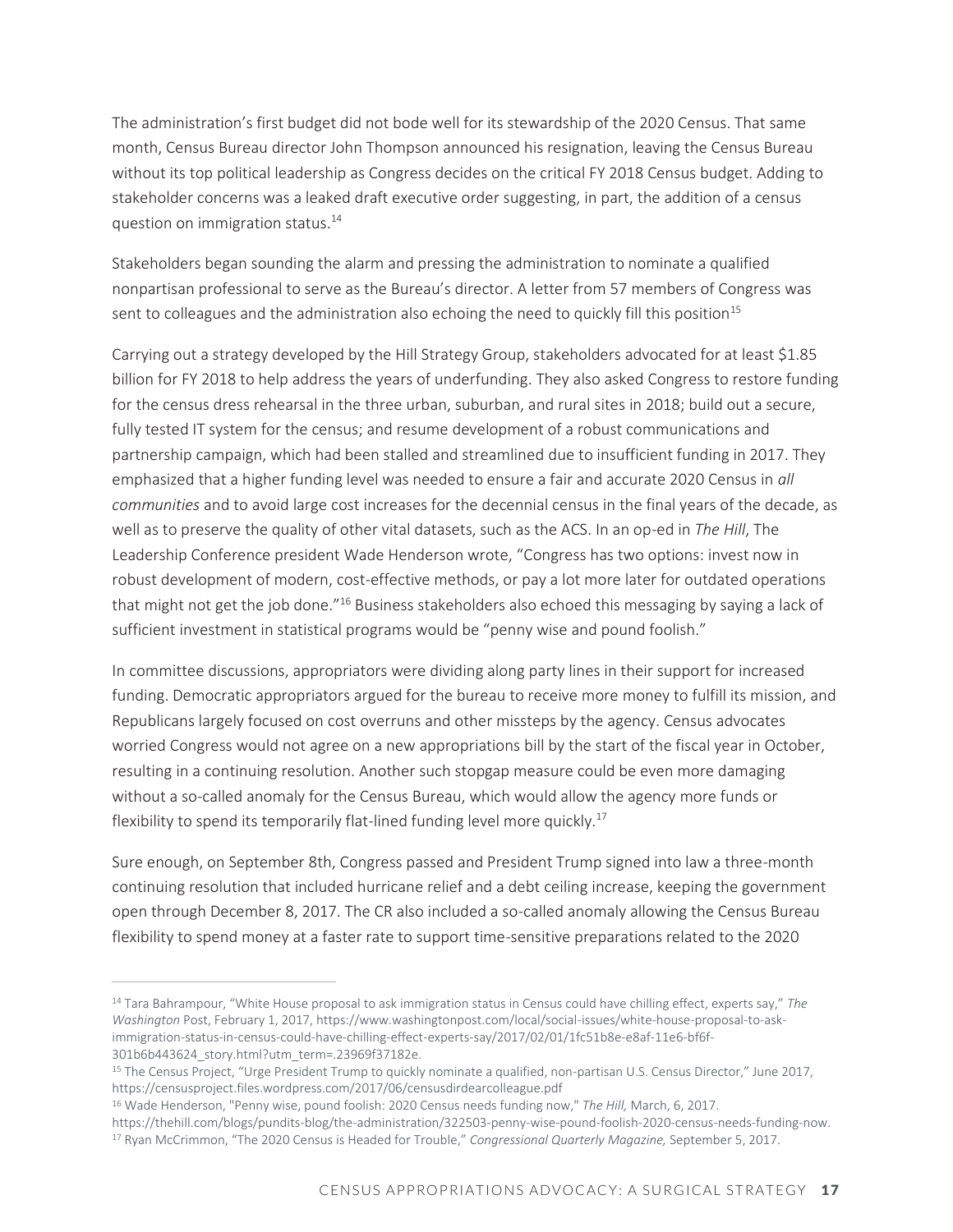The administration's first budget did not bode well for its stewardship of the 2020 Census. That same month, Census Bureau director John Thompson announced his resignation, leaving the Census Bureau without its top political leadership as Congress decides on the critical FY 2018 Census budget. Adding to stakeholder concerns was a leaked draft executive order suggesting, in part, the addition of a census question on immigration status.[14]

Stakeholders began sounding the alarm and pressing the administration to nominate a qualified nonpartisan professional to serve as the Bureau's director. A letter from 57 members of Congress was sent to colleagues and the administration also echoing the need to quickly fill this position[15]

Carrying out a strategy developed by the Hill Strategy Group, stakeholders advocated for at least $1.85 billion for FY 2018 to help address the years of underfunding. They also asked Congress to restore funding for the census dress rehearsal in the three urban, suburban, and rural sites in 2018; build out a secure, fully tested IT system for the census; and resume development of a robust communications and partnership campaign, which had been stalled and streamlined due to insufficient funding in 2017. They emphasized that a higher funding level was needed to ensure a fair and accurate 2020 Census in *all communities* and to avoid large cost increases for the decennial census in the final years of the decade, as well as to preserve the quality of other vital datasets, such as the ACS. In an op-ed in *The Hill*, The Leadership Conference president Wade Henderson wrote, "Congress has two options: invest now in robust development of modern, cost-effective methods, or pay a lot more later for outdated operations that might not get the job done."[16] Business stakeholders also echoed this messaging by saying a lack of sufficient investment in statistical programs would be "penny wise and pound foolish."

In committee discussions, appropriators were dividing along party lines in their support for increased funding. Democratic appropriators argued for the bureau to receive more money to fulfill its mission, and Republicans largely focused on cost overruns and other missteps by the agency. Census advocates worried Congress would not agree on a new appropriations bill by the start of the fiscal year in October, resulting in a continuing resolution. Another such stopgap measure could be even more damaging without a so-called anomaly for the Census Bureau, which would allow the agency more funds or flexibility to spend its temporarily flat-lined funding level more quickly.[17]

Sure enough, on September 8th, Congress passed and President Trump signed into law a three-month continuing resolution that included hurricane relief and a debt ceiling increase, keeping the government open through December 8, 2017. The CR also included a so-called anomaly allowing the Census Bureau flexibility to spend money at a faster rate to support time-sensitive preparations related to the 2020

---

[14] Tara Bahrampour, "White House proposal to ask immigration status in Census could have chilling effect, experts say," *The Washington* Post, February 1, 2017, https://www.washingtonpost.com/local/social-issues/white-house-proposal-to-ask-immigration-status-in-census-could-have-chilling-effect-experts-say/2017/02/01/1fc51b8e-e8af-11e6-bf6f-301b6b443624_story.html?utm_term=.23969f37182e.

[15] The Census Project, "Urge President Trump to quickly nominate a qualified, non-partisan U.S. Census Director," June 2017, https://censusproject.files.wordpress.com/2017/06/censusdirdearcolleague.pdf

[16] Wade Henderson, "Penny wise, pound foolish: 2020 Census needs funding now," *The Hill,* March, 6, 2017. https://thehill.com/blogs/pundits-blog/the-administration/322503-penny-wise-pound-foolish-2020-census-needs-funding-now.

[17] Ryan McCrimmon, "The 2020 Census is Headed for Trouble," *Congressional Quarterly Magazine,* September 5, 2017.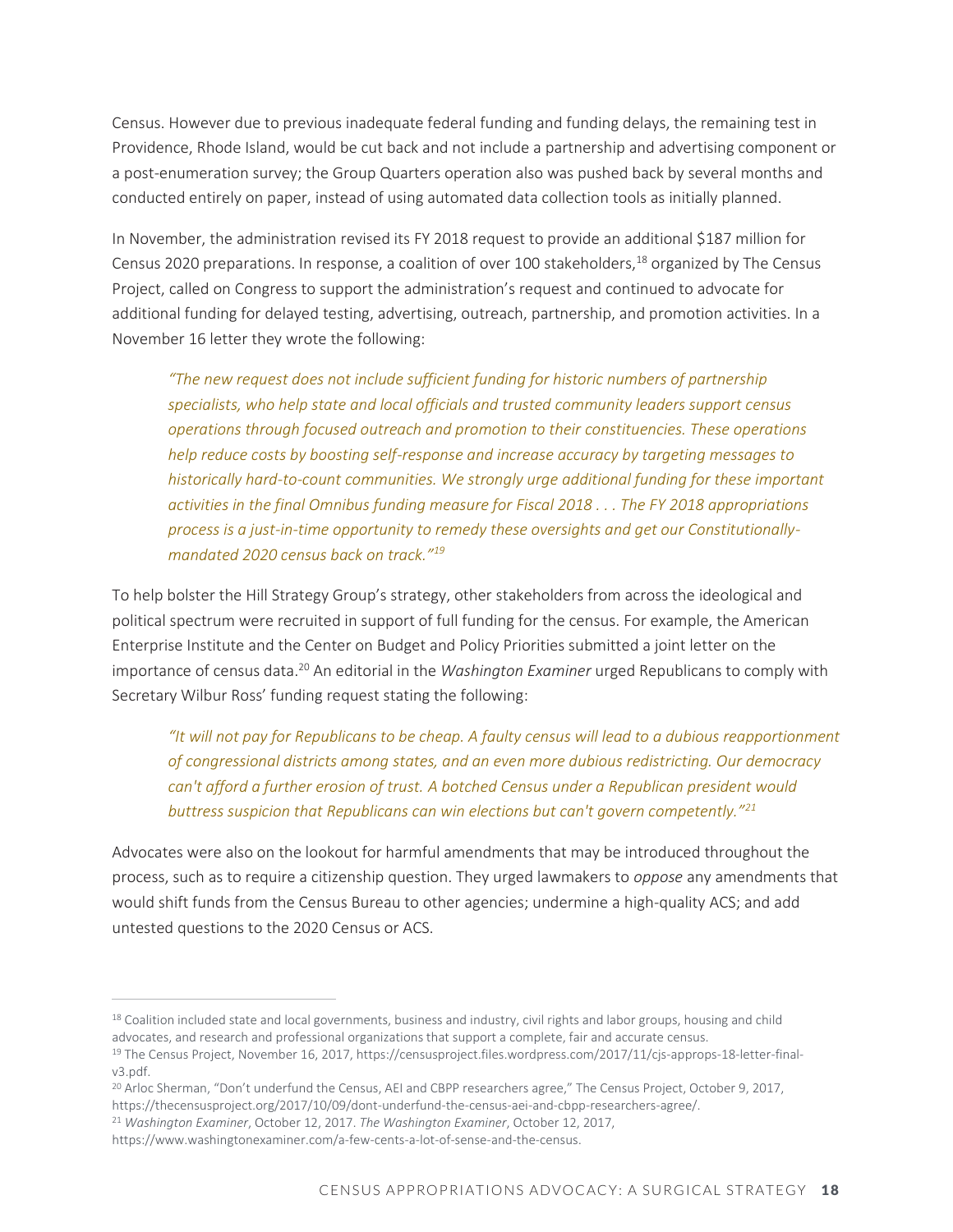Census. However due to previous inadequate federal funding and funding delays, the remaining test in Providence, Rhode Island, would be cut back and not include a partnership and advertising component or a post-enumeration survey; the Group Quarters operation also was pushed back by several months and conducted entirely on paper, instead of using automated data collection tools as initially planned.

In November, the administration revised its FY 2018 request to provide an additional $187 million for Census 2020 preparations. In response, a coalition of over 100 stakeholders,[18] organized by The Census Project, called on Congress to support the administration's request and continued to advocate for additional funding for delayed testing, advertising, outreach, partnership, and promotion activities. In a November 16 letter they wrote the following:

> *"The new request does not include sufficient funding for historic numbers of partnership specialists, who help state and local officials and trusted community leaders support census operations through focused outreach and promotion to their constituencies. These operations help reduce costs by boosting self-response and increase accuracy by targeting messages to historically hard-to-count communities. We strongly urge additional funding for these important activities in the final Omnibus funding measure for Fiscal 2018 . . . The FY 2018 appropriations process is a just-in-time opportunity to remedy these oversights and get our Constitutionally-mandated 2020 census back on track."[19]*

To help bolster the Hill Strategy Group's strategy, other stakeholders from across the ideological and political spectrum were recruited in support of full funding for the census. For example, the American Enterprise Institute and the Center on Budget and Policy Priorities submitted a joint letter on the importance of census data.[20] An editorial in the *Washington Examiner* urged Republicans to comply with Secretary Wilbur Ross' funding request stating the following:

> *"It will not pay for Republicans to be cheap. A faulty census will lead to a dubious reapportionment of congressional districts among states, and an even more dubious redistricting. Our democracy can't afford a further erosion of trust. A botched Census under a Republican president would buttress suspicion that Republicans can win elections but can't govern competently."[21]*

Advocates were also on the lookout for harmful amendments that may be introduced throughout the process, such as to require a citizenship question. They urged lawmakers to *oppose* any amendments that would shift funds from the Census Bureau to other agencies; undermine a high-quality ACS; and add untested questions to the 2020 Census or ACS.

---

[18] Coalition included state and local governments, business and industry, civil rights and labor groups, housing and child advocates, and research and professional organizations that support a complete, fair and accurate census.

[19] The Census Project, November 16, 2017, https://censusproject.files.wordpress.com/2017/11/cjs-approps-18-letter-final-v3.pdf.

[20] Arloc Sherman, "Don't underfund the Census, AEI and CBPP researchers agree," The Census Project, October 9, 2017, https://thecensusproject.org/2017/10/09/dont-underfund-the-census-aei-and-cbpp-researchers-agree/.

[21] *Washington Examiner*, October 12, 2017. *The Washington Examiner*, October 12, 2017, https://www.washingtonexaminer.com/a-few-cents-a-lot-of-sense-and-the-census.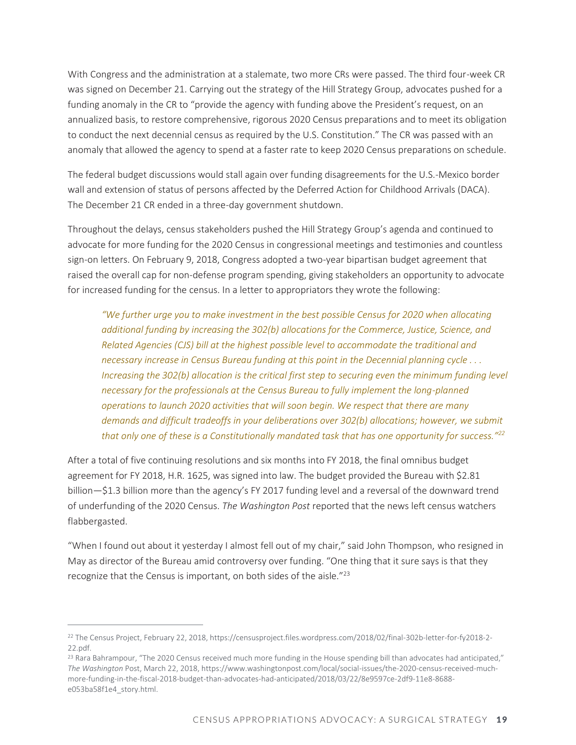With Congress and the administration at a stalemate, two more CRs were passed. The third four-week CR was signed on December 21. Carrying out the strategy of the Hill Strategy Group, advocates pushed for a funding anomaly in the CR to "provide the agency with funding above the President's request, on an annualized basis, to restore comprehensive, rigorous 2020 Census preparations and to meet its obligation to conduct the next decennial census as required by the U.S. Constitution." The CR was passed with an anomaly that allowed the agency to spend at a faster rate to keep 2020 Census preparations on schedule.

The federal budget discussions would stall again over funding disagreements for the U.S.-Mexico border wall and extension of status of persons affected by the Deferred Action for Childhood Arrivals (DACA). The December 21 CR ended in a three-day government shutdown.

Throughout the delays, census stakeholders pushed the Hill Strategy Group's agenda and continued to advocate for more funding for the 2020 Census in congressional meetings and testimonies and countless sign-on letters. On February 9, 2018, Congress adopted a two-year bipartisan budget agreement that raised the overall cap for non-defense program spending, giving stakeholders an opportunity to advocate for increased funding for the census. In a letter to appropriators they wrote the following:

> *"We further urge you to make investment in the best possible Census for 2020 when allocating additional funding by increasing the 302(b) allocations for the Commerce, Justice, Science, and Related Agencies (CJS) bill at the highest possible level to accommodate the traditional and necessary increase in Census Bureau funding at this point in the Decennial planning cycle . . . Increasing the 302(b) allocation is the critical first step to securing even the minimum funding level necessary for the professionals at the Census Bureau to fully implement the long-planned operations to launch 2020 activities that will soon begin. We respect that there are many demands and difficult tradeoffs in your deliberations over 302(b) allocations; however, we submit that only one of these is a Constitutionally mandated task that has one opportunity for success."*[22]

After a total of five continuing resolutions and six months into FY 2018, the final omnibus budget agreement for FY 2018, H.R. 1625, was signed into law. The budget provided the Bureau with $2.81 billion—$1.3 billion more than the agency's FY 2017 funding level and a reversal of the downward trend of underfunding of the 2020 Census. *The Washington Post* reported that the news left census watchers flabbergasted.

"When I found out about it yesterday I almost fell out of my chair," said John Thompson, who resigned in May as director of the Bureau amid controversy over funding. "One thing that it sure says is that they recognize that the Census is important, on both sides of the aisle."[23]

---

[22] The Census Project, February 22, 2018, https://censusproject.files.wordpress.com/2018/02/final-302b-letter-for-fy2018-2-22.pdf.

[23] Rara Bahrampour, "The 2020 Census received much more funding in the House spending bill than advocates had anticipated," *The Washington* Post, March 22, 2018, https://www.washingtonpost.com/local/social-issues/the-2020-census-received-much-more-funding-in-the-fiscal-2018-budget-than-advocates-had-anticipated/2018/03/22/8e9597ce-2df9-11e8-8688-e053ba58f1e4_story.html.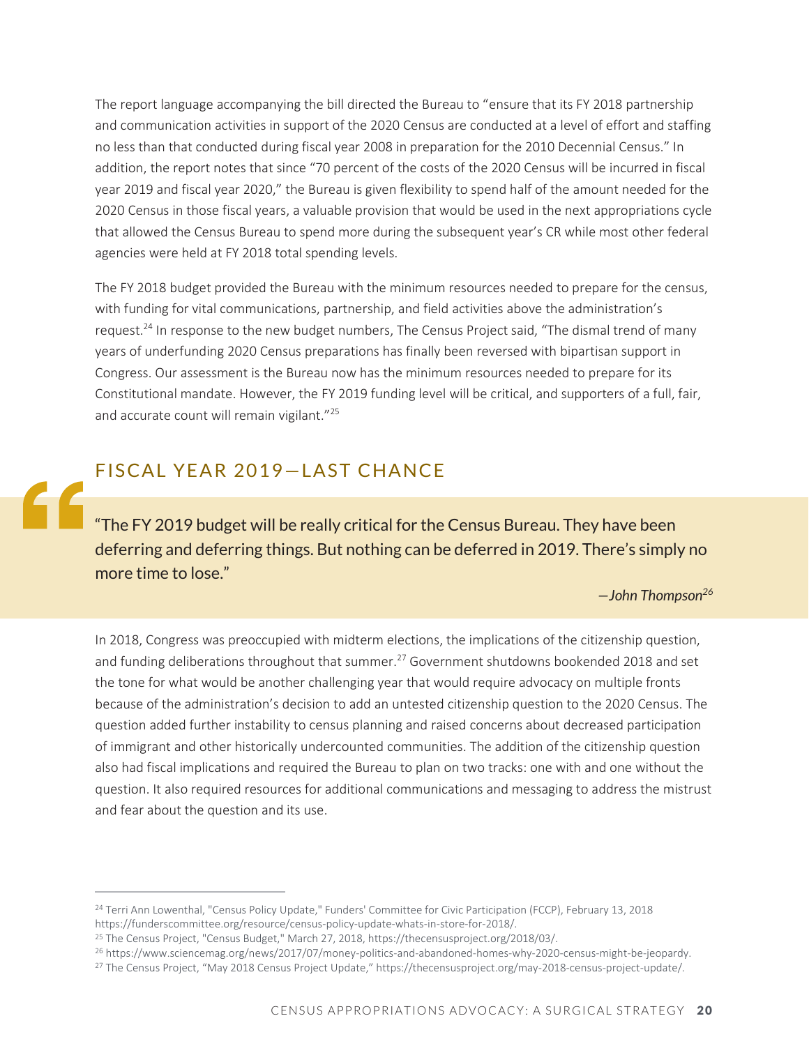The report language accompanying the bill directed the Bureau to "ensure that its FY 2018 partnership and communication activities in support of the 2020 Census are conducted at a level of effort and staffing no less than that conducted during fiscal year 2008 in preparation for the 2010 Decennial Census." In addition, the report notes that since "70 percent of the costs of the 2020 Census will be incurred in fiscal year 2019 and fiscal year 2020," the Bureau is given flexibility to spend half of the amount needed for the 2020 Census in those fiscal years, a valuable provision that would be used in the next appropriations cycle that allowed the Census Bureau to spend more during the subsequent year's CR while most other federal agencies were held at FY 2018 total spending levels.

The FY 2018 budget provided the Bureau with the minimum resources needed to prepare for the census, with funding for vital communications, partnership, and field activities above the administration's request.[24] In response to the new budget numbers, The Census Project said, "The dismal trend of many years of underfunding 2020 Census preparations has finally been reversed with bipartisan support in Congress. Our assessment is the Bureau now has the minimum resources needed to prepare for its Constitutional mandate. However, the FY 2019 funding level will be critical, and supporters of a full, fair, and accurate count will remain vigilant."[25]

## FISCAL YEAR 2019—LAST CHANCE

> "The FY 2019 budget will be really critical for the Census Bureau. They have been deferring and deferring things. But nothing can be deferred in 2019. There's simply no more time to lose."
>
> *—John Thompson*[26]

In 2018, Congress was preoccupied with midterm elections, the implications of the citizenship question, and funding deliberations throughout that summer.[27] Government shutdowns bookended 2018 and set the tone for what would be another challenging year that would require advocacy on multiple fronts because of the administration's decision to add an untested citizenship question to the 2020 Census. The question added further instability to census planning and raised concerns about decreased participation of immigrant and other historically undercounted communities. The addition of the citizenship question also had fiscal implications and required the Bureau to plan on two tracks: one with and one without the question. It also required resources for additional communications and messaging to address the mistrust and fear about the question and its use.

---

[24] Terri Ann Lowenthal, "Census Policy Update," Funders' Committee for Civic Participation (FCCP), February 13, 2018 https://funderscommittee.org/resource/census-policy-update-whats-in-store-for-2018/.

[25] The Census Project, "Census Budget," March 27, 2018, https://thecensusproject.org/2018/03/.

[26] https://www.sciencemag.org/news/2017/07/money-politics-and-abandoned-homes-why-2020-census-might-be-jeopardy.

[27] The Census Project, "May 2018 Census Project Update," https://thecensusproject.org/may-2018-census-project-update/.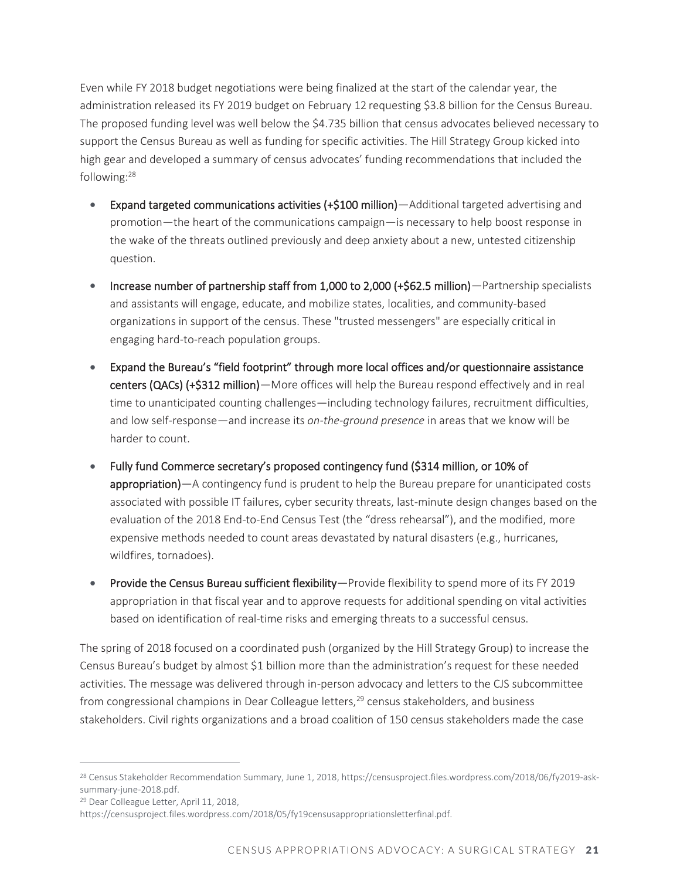Even while FY 2018 budget negotiations were being finalized at the start of the calendar year, the administration released its FY 2019 budget on February 12 requesting $3.8 billion for the Census Bureau. The proposed funding level was well below the $4.735 billion that census advocates believed necessary to support the Census Bureau as well as funding for specific activities. The Hill Strategy Group kicked into high gear and developed a summary of census advocates' funding recommendations that included the following:[28]

- **Expand targeted communications activities (+$100 million)**—Additional targeted advertising and promotion—the heart of the communications campaign—is necessary to help boost response in the wake of the threats outlined previously and deep anxiety about a new, untested citizenship question.

- **Increase number of partnership staff from 1,000 to 2,000 (+$62.5 million)**—Partnership specialists and assistants will engage, educate, and mobilize states, localities, and community-based organizations in support of the census. These "trusted messengers" are especially critical in engaging hard-to-reach population groups.

- **Expand the Bureau's "field footprint" through more local offices and/or questionnaire assistance centers (QACs) (+$312 million)**—More offices will help the Bureau respond effectively and in real time to unanticipated counting challenges—including technology failures, recruitment difficulties, and low self-response—and increase its *on-the-ground presence* in areas that we know will be harder to count.

- **Fully fund Commerce secretary's proposed contingency fund ($314 million, or 10% of appropriation)**—A contingency fund is prudent to help the Bureau prepare for unanticipated costs associated with possible IT failures, cyber security threats, last-minute design changes based on the evaluation of the 2018 End-to-End Census Test (the "dress rehearsal"), and the modified, more expensive methods needed to count areas devastated by natural disasters (e.g., hurricanes, wildfires, tornadoes).

- **Provide the Census Bureau sufficient flexibility**—Provide flexibility to spend more of its FY 2019 appropriation in that fiscal year and to approve requests for additional spending on vital activities based on identification of real-time risks and emerging threats to a successful census.

The spring of 2018 focused on a coordinated push (organized by the Hill Strategy Group) to increase the Census Bureau's budget by almost $1 billion more than the administration's request for these needed activities. The message was delivered through in-person advocacy and letters to the CJS subcommittee from congressional champions in Dear Colleague letters,[29] census stakeholders, and business stakeholders. Civil rights organizations and a broad coalition of 150 census stakeholders made the case

---

[28] Census Stakeholder Recommendation Summary, June 1, 2018, https://censusproject.files.wordpress.com/2018/06/fy2019-ask-summary-june-2018.pdf.

[29] Dear Colleague Letter, April 11, 2018, https://censusproject.files.wordpress.com/2018/05/fy19censusappropriationsletterfinal.pdf.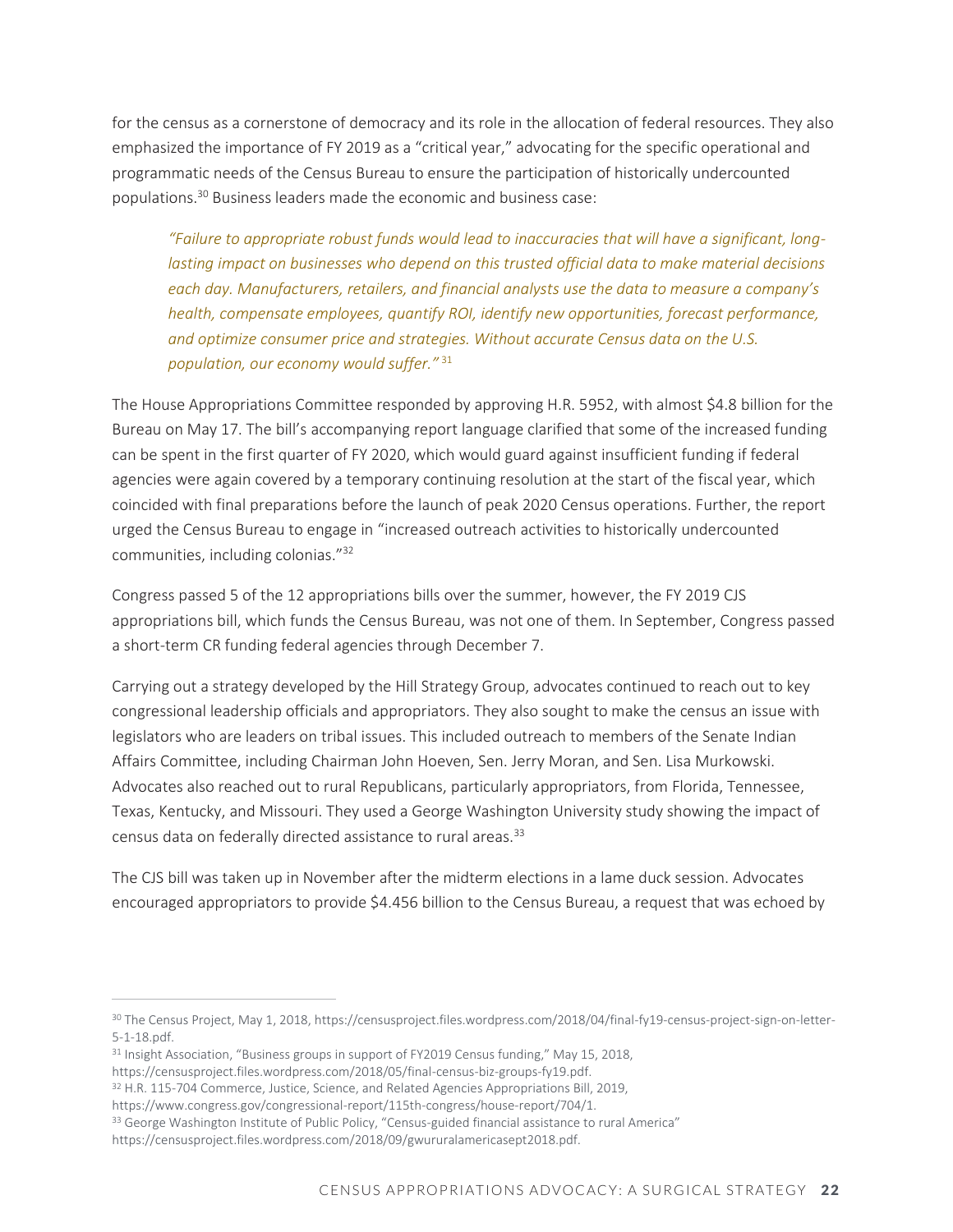for the census as a cornerstone of democracy and its role in the allocation of federal resources. They also emphasized the importance of FY 2019 as a "critical year," advocating for the specific operational and programmatic needs of the Census Bureau to ensure the participation of historically undercounted populations.[30] Business leaders made the economic and business case:

> *"Failure to appropriate robust funds would lead to inaccuracies that will have a significant, long-lasting impact on businesses who depend on this trusted official data to make material decisions each day. Manufacturers, retailers, and financial analysts use the data to measure a company's health, compensate employees, quantify ROI, identify new opportunities, forecast performance, and optimize consumer price and strategies. Without accurate Census data on the U.S. population, our economy would suffer."* [31]

The House Appropriations Committee responded by approving H.R. 5952, with almost $4.8 billion for the Bureau on May 17. The bill's accompanying report language clarified that some of the increased funding can be spent in the first quarter of FY 2020, which would guard against insufficient funding if federal agencies were again covered by a temporary continuing resolution at the start of the fiscal year, which coincided with final preparations before the launch of peak 2020 Census operations. Further, the report urged the Census Bureau to engage in "increased outreach activities to historically undercounted communities, including colonias."[32]

Congress passed 5 of the 12 appropriations bills over the summer, however, the FY 2019 CJS appropriations bill, which funds the Census Bureau, was not one of them. In September, Congress passed a short-term CR funding federal agencies through December 7.

Carrying out a strategy developed by the Hill Strategy Group, advocates continued to reach out to key congressional leadership officials and appropriators. They also sought to make the census an issue with legislators who are leaders on tribal issues. This included outreach to members of the Senate Indian Affairs Committee, including Chairman John Hoeven, Sen. Jerry Moran, and Sen. Lisa Murkowski. Advocates also reached out to rural Republicans, particularly appropriators, from Florida, Tennessee, Texas, Kentucky, and Missouri. They used a George Washington University study showing the impact of census data on federally directed assistance to rural areas.[33]

The CJS bill was taken up in November after the midterm elections in a lame duck session. Advocates encouraged appropriators to provide $4.456 billion to the Census Bureau, a request that was echoed by

---

[30] The Census Project, May 1, 2018, https://censusproject.files.wordpress.com/2018/04/final-fy19-census-project-sign-on-letter-5-1-18.pdf.

[31] Insight Association, "Business groups in support of FY2019 Census funding," May 15, 2018, https://censusproject.files.wordpress.com/2018/05/final-census-biz-groups-fy19.pdf.

[32] H.R. 115-704 Commerce, Justice, Science, and Related Agencies Appropriations Bill, 2019, https://www.congress.gov/congressional-report/115th-congress/house-report/704/1.

[33] George Washington Institute of Public Policy, "Census-guided financial assistance to rural America" https://censusproject.files.wordpress.com/2018/09/gwururalamericasept2018.pdf.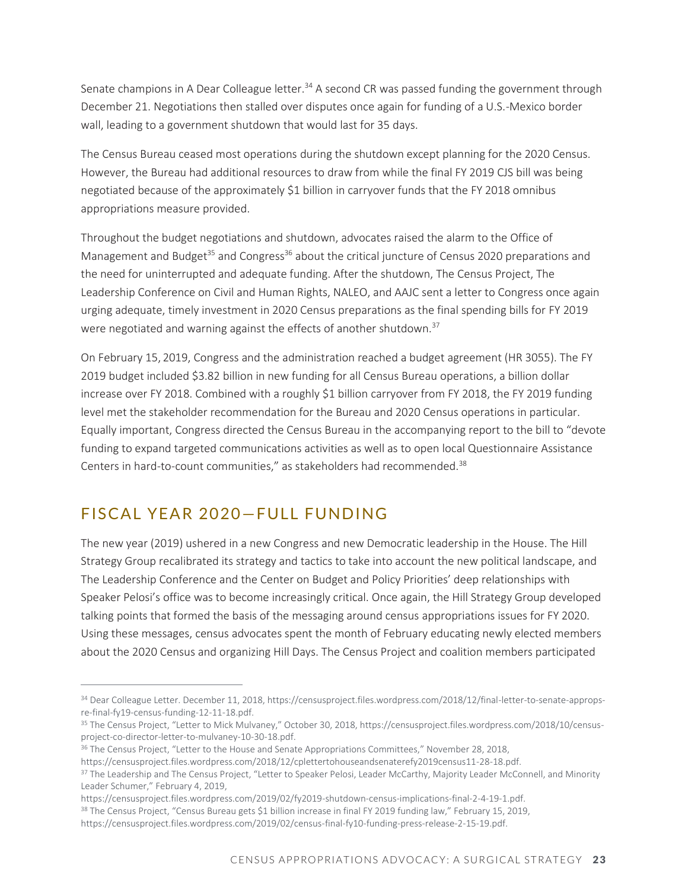Senate champions in A Dear Colleague letter.[34] A second CR was passed funding the government through December 21. Negotiations then stalled over disputes once again for funding of a U.S.-Mexico border wall, leading to a government shutdown that would last for 35 days.

The Census Bureau ceased most operations during the shutdown except planning for the 2020 Census. However, the Bureau had additional resources to draw from while the final FY 2019 CJS bill was being negotiated because of the approximately $1 billion in carryover funds that the FY 2018 omnibus appropriations measure provided.

Throughout the budget negotiations and shutdown, advocates raised the alarm to the Office of Management and Budget[35] and Congress[36] about the critical juncture of Census 2020 preparations and the need for uninterrupted and adequate funding. After the shutdown, The Census Project, The Leadership Conference on Civil and Human Rights, NALEO, and AAJC sent a letter to Congress once again urging adequate, timely investment in 2020 Census preparations as the final spending bills for FY 2019 were negotiated and warning against the effects of another shutdown.[37]

On February 15, 2019, Congress and the administration reached a budget agreement (HR 3055). The FY 2019 budget included $3.82 billion in new funding for all Census Bureau operations, a billion dollar increase over FY 2018. Combined with a roughly $1 billion carryover from FY 2018, the FY 2019 funding level met the stakeholder recommendation for the Bureau and 2020 Census operations in particular. Equally important, Congress directed the Census Bureau in the accompanying report to the bill to "devote funding to expand targeted communications activities as well as to open local Questionnaire Assistance Centers in hard-to-count communities," as stakeholders had recommended.[38]

## FISCAL YEAR 2020—FULL FUNDING

The new year (2019) ushered in a new Congress and new Democratic leadership in the House. The Hill Strategy Group recalibrated its strategy and tactics to take into account the new political landscape, and The Leadership Conference and the Center on Budget and Policy Priorities' deep relationships with Speaker Pelosi's office was to become increasingly critical. Once again, the Hill Strategy Group developed talking points that formed the basis of the messaging around census appropriations issues for FY 2020. Using these messages, census advocates spent the month of February educating newly elected members about the 2020 Census and organizing Hill Days. The Census Project and coalition members participated

---

[34] Dear Colleague Letter. December 11, 2018, https://censusproject.files.wordpress.com/2018/12/final-letter-to-senate-approps-re-final-fy19-census-funding-12-11-18.pdf.

[35] The Census Project, "Letter to Mick Mulvaney," October 30, 2018, https://censusproject.files.wordpress.com/2018/10/census-project-co-director-letter-to-mulvaney-10-30-18.pdf.

[36] The Census Project, "Letter to the House and Senate Appropriations Committees," November 28, 2018, https://censusproject.files.wordpress.com/2018/12/cplettertohouseandsenaterefy2019census11-28-18.pdf.

[37] The Leadership and The Census Project, "Letter to Speaker Pelosi, Leader McCarthy, Majority Leader McConnell, and Minority Leader Schumer," February 4, 2019, https://censusproject.files.wordpress.com/2019/02/fy2019-shutdown-census-implications-final-2-4-19-1.pdf.

[38] The Census Project, "Census Bureau gets $1 billion increase in final FY 2019 funding law," February 15, 2019, https://censusproject.files.wordpress.com/2019/02/census-final-fy10-funding-press-release-2-15-19.pdf.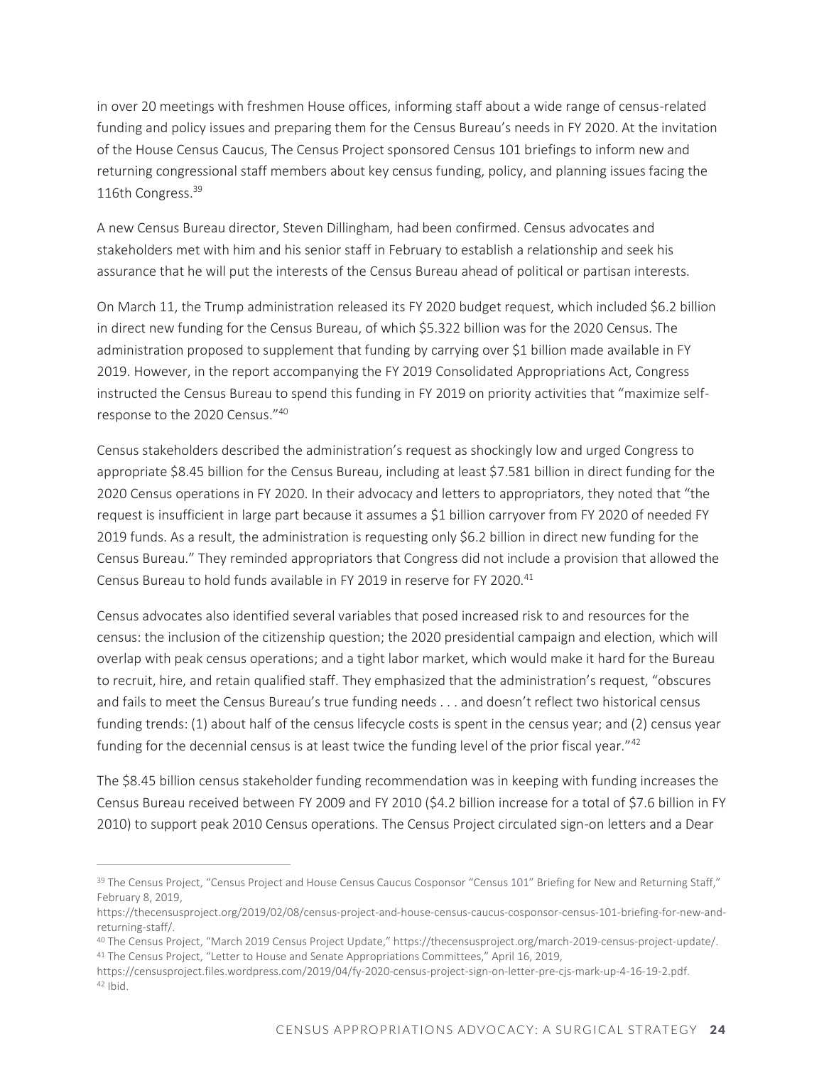in over 20 meetings with freshmen House offices, informing staff about a wide range of census-related funding and policy issues and preparing them for the Census Bureau's needs in FY 2020. At the invitation of the House Census Caucus, The Census Project sponsored Census 101 briefings to inform new and returning congressional staff members about key census funding, policy, and planning issues facing the 116th Congress.[39]

A new Census Bureau director, Steven Dillingham, had been confirmed. Census advocates and stakeholders met with him and his senior staff in February to establish a relationship and seek his assurance that he will put the interests of the Census Bureau ahead of political or partisan interests.

On March 11, the Trump administration released its FY 2020 budget request, which included $6.2 billion in direct new funding for the Census Bureau, of which $5.322 billion was for the 2020 Census. The administration proposed to supplement that funding by carrying over $1 billion made available in FY 2019. However, in the report accompanying the FY 2019 Consolidated Appropriations Act, Congress instructed the Census Bureau to spend this funding in FY 2019 on priority activities that "maximize self-response to the 2020 Census."[40]

Census stakeholders described the administration's request as shockingly low and urged Congress to appropriate $8.45 billion for the Census Bureau, including at least $7.581 billion in direct funding for the 2020 Census operations in FY 2020. In their advocacy and letters to appropriators, they noted that "the request is insufficient in large part because it assumes a $1 billion carryover from FY 2020 of needed FY 2019 funds. As a result, the administration is requesting only $6.2 billion in direct new funding for the Census Bureau." They reminded appropriators that Congress did not include a provision that allowed the Census Bureau to hold funds available in FY 2019 in reserve for FY 2020.[41]

Census advocates also identified several variables that posed increased risk to and resources for the census: the inclusion of the citizenship question; the 2020 presidential campaign and election, which will overlap with peak census operations; and a tight labor market, which would make it hard for the Bureau to recruit, hire, and retain qualified staff. They emphasized that the administration's request, "obscures and fails to meet the Census Bureau's true funding needs . . . and doesn't reflect two historical census funding trends: (1) about half of the census lifecycle costs is spent in the census year; and (2) census year funding for the decennial census is at least twice the funding level of the prior fiscal year."[42]

The $8.45 billion census stakeholder funding recommendation was in keeping with funding increases the Census Bureau received between FY 2009 and FY 2010 ($4.2 billion increase for a total of $7.6 billion in FY 2010) to support peak 2010 Census operations. The Census Project circulated sign-on letters and a Dear

---

[39] The Census Project, "Census Project and House Census Caucus Cosponsor "Census 101" Briefing for New and Returning Staff," February 8, 2019, https://thecensusproject.org/2019/02/08/census-project-and-house-census-caucus-cosponsor-census-101-briefing-for-new-and-returning-staff/.

[40] The Census Project, "March 2019 Census Project Update," https://thecensusproject.org/march-2019-census-project-update/.

[41] The Census Project, "Letter to House and Senate Appropriations Committees," April 16, 2019, https://censusproject.files.wordpress.com/2019/04/fy-2020-census-project-sign-on-letter-pre-cjs-mark-up-4-16-19-2.pdf.

[42] Ibid.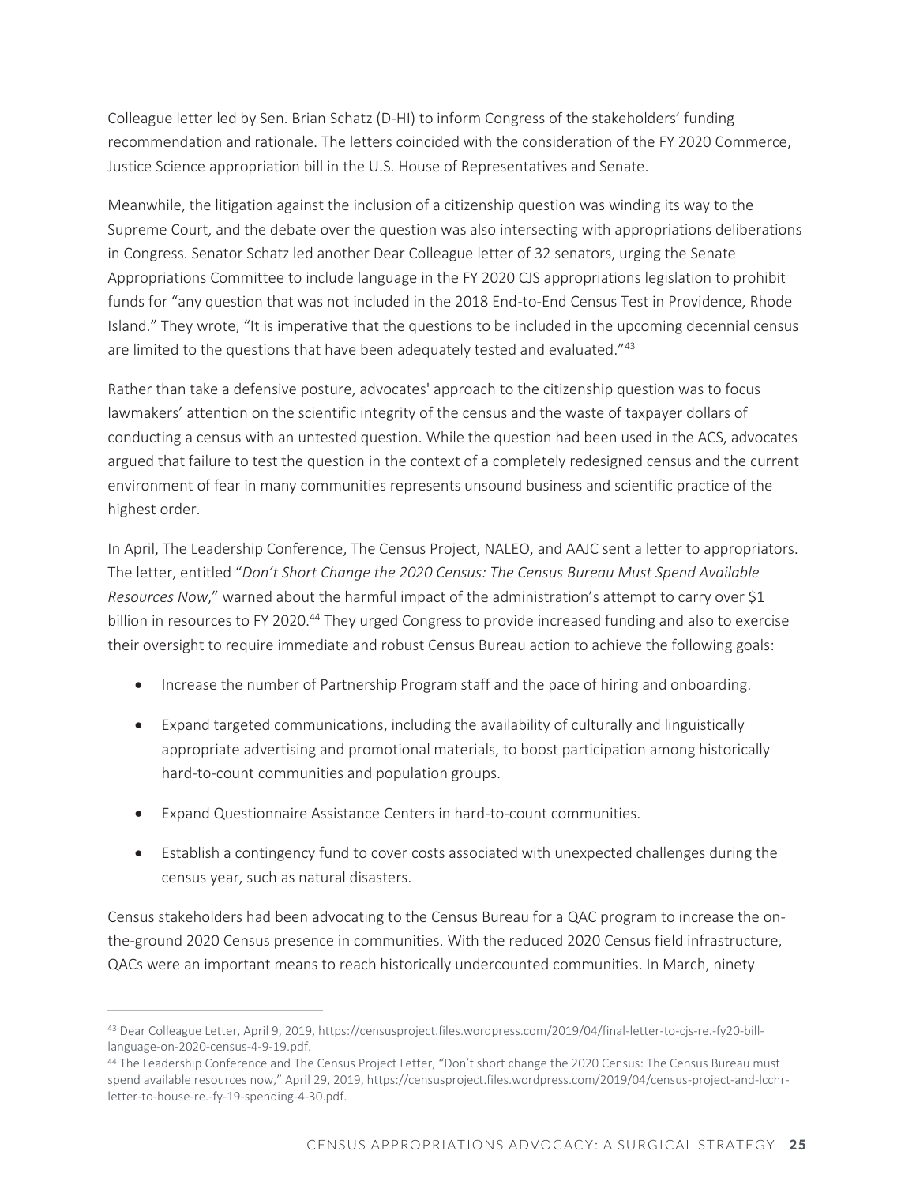Colleague letter led by Sen. Brian Schatz (D-HI) to inform Congress of the stakeholders' funding recommendation and rationale. The letters coincided with the consideration of the FY 2020 Commerce, Justice Science appropriation bill in the U.S. House of Representatives and Senate.

Meanwhile, the litigation against the inclusion of a citizenship question was winding its way to the Supreme Court, and the debate over the question was also intersecting with appropriations deliberations in Congress. Senator Schatz led another Dear Colleague letter of 32 senators, urging the Senate Appropriations Committee to include language in the FY 2020 CJS appropriations legislation to prohibit funds for "any question that was not included in the 2018 End-to-End Census Test in Providence, Rhode Island." They wrote, "It is imperative that the questions to be included in the upcoming decennial census are limited to the questions that have been adequately tested and evaluated."[43]

Rather than take a defensive posture, advocates' approach to the citizenship question was to focus lawmakers' attention on the scientific integrity of the census and the waste of taxpayer dollars of conducting a census with an untested question. While the question had been used in the ACS, advocates argued that failure to test the question in the context of a completely redesigned census and the current environment of fear in many communities represents unsound business and scientific practice of the highest order.

In April, The Leadership Conference, The Census Project, NALEO, and AAJC sent a letter to appropriators. The letter, entitled "*Don't Short Change the 2020 Census: The Census Bureau Must Spend Available Resources Now*," warned about the harmful impact of the administration's attempt to carry over $1 billion in resources to FY 2020.[44] They urged Congress to provide increased funding and also to exercise their oversight to require immediate and robust Census Bureau action to achieve the following goals:

- Increase the number of Partnership Program staff and the pace of hiring and onboarding.
- Expand targeted communications, including the availability of culturally and linguistically appropriate advertising and promotional materials, to boost participation among historically hard-to-count communities and population groups.
- Expand Questionnaire Assistance Centers in hard-to-count communities.
- Establish a contingency fund to cover costs associated with unexpected challenges during the census year, such as natural disasters.

Census stakeholders had been advocating to the Census Bureau for a QAC program to increase the on-the-ground 2020 Census presence in communities. With the reduced 2020 Census field infrastructure, QACs were an important means to reach historically undercounted communities. In March, ninety

---

[43] Dear Colleague Letter, April 9, 2019, https://censusproject.files.wordpress.com/2019/04/final-letter-to-cjs-re.-fy20-bill-language-on-2020-census-4-9-19.pdf.

[44] The Leadership Conference and The Census Project Letter, "Don't short change the 2020 Census: The Census Bureau must spend available resources now," April 29, 2019, https://censusproject.files.wordpress.com/2019/04/census-project-and-lcchr-letter-to-house-re.-fy-19-spending-4-30.pdf.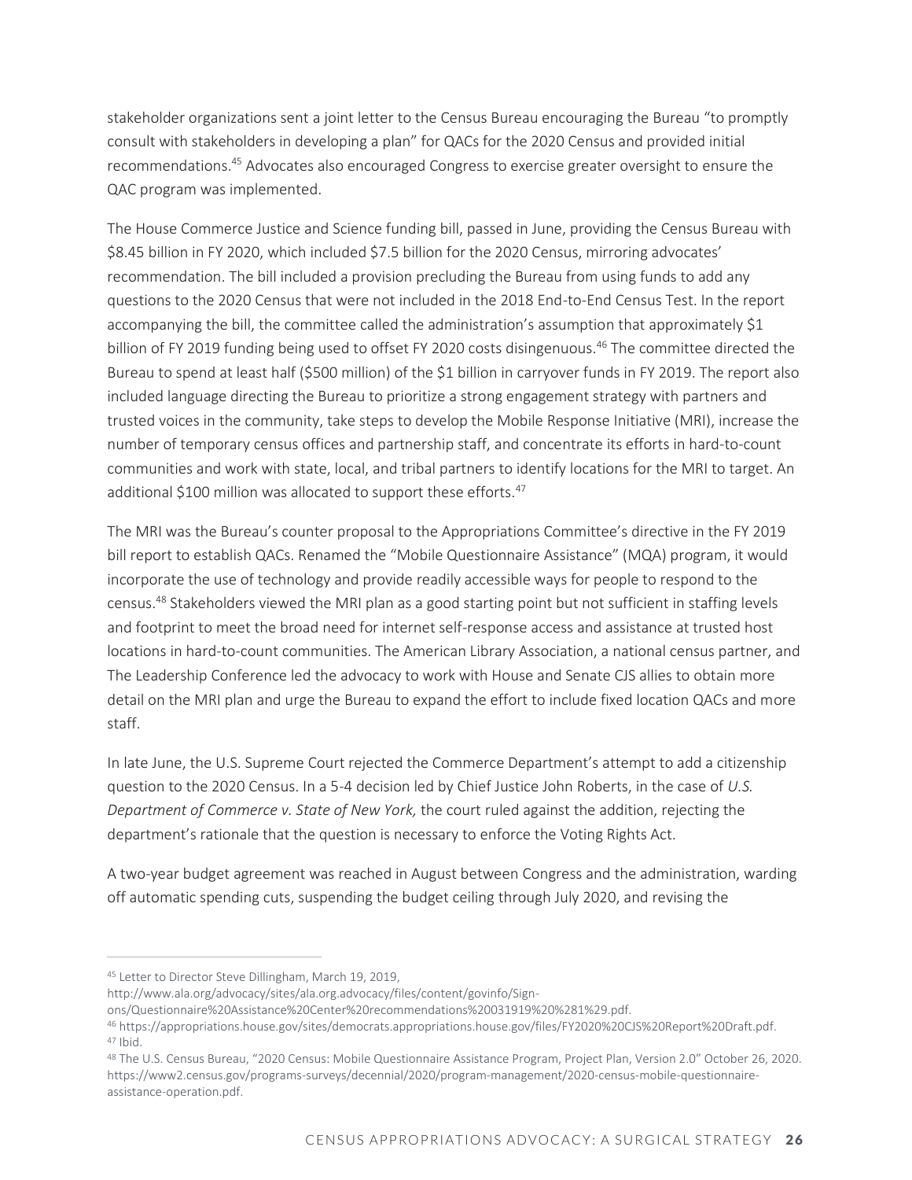stakeholder organizations sent a joint letter to the Census Bureau encouraging the Bureau "to promptly consult with stakeholders in developing a plan" for QACs for the 2020 Census and provided initial recommendations.[45] Advocates also encouraged Congress to exercise greater oversight to ensure the QAC program was implemented.

The House Commerce Justice and Science funding bill, passed in June, providing the Census Bureau with $8.45 billion in FY 2020, which included $7.5 billion for the 2020 Census, mirroring advocates' recommendation. The bill included a provision precluding the Bureau from using funds to add any questions to the 2020 Census that were not included in the 2018 End-to-End Census Test. In the report accompanying the bill, the committee called the administration's assumption that approximately $1 billion of FY 2019 funding being used to offset FY 2020 costs disingenuous.[46] The committee directed the Bureau to spend at least half ($500 million) of the $1 billion in carryover funds in FY 2019. The report also included language directing the Bureau to prioritize a strong engagement strategy with partners and trusted voices in the community, take steps to develop the Mobile Response Initiative (MRI), increase the number of temporary census offices and partnership staff, and concentrate its efforts in hard-to-count communities and work with state, local, and tribal partners to identify locations for the MRI to target. An additional $100 million was allocated to support these efforts.[47]

The MRI was the Bureau's counter proposal to the Appropriations Committee's directive in the FY 2019 bill report to establish QACs. Renamed the "Mobile Questionnaire Assistance" (MQA) program, it would incorporate the use of technology and provide readily accessible ways for people to respond to the census.[48] Stakeholders viewed the MRI plan as a good starting point but not sufficient in staffing levels and footprint to meet the broad need for internet self-response access and assistance at trusted host locations in hard-to-count communities. The American Library Association, a national census partner, and The Leadership Conference led the advocacy to work with House and Senate CJS allies to obtain more detail on the MRI plan and urge the Bureau to expand the effort to include fixed location QACs and more staff.

In late June, the U.S. Supreme Court rejected the Commerce Department's attempt to add a citizenship question to the 2020 Census. In a 5-4 decision led by Chief Justice John Roberts, in the case of *U.S. Department of Commerce v. State of New York,* the court ruled against the addition, rejecting the department's rationale that the question is necessary to enforce the Voting Rights Act.

A two-year budget agreement was reached in August between Congress and the administration, warding off automatic spending cuts, suspending the budget ceiling through July 2020, and revising the

---

[45] Letter to Director Steve Dillingham, March 19, 2019, http://www.ala.org/advocacy/sites/ala.org.advocacy/files/content/govinfo/Sign-ons/Questionnaire%20Assistance%20Center%20recommendations%20031919%20%281%29.pdf.

[46] https://appropriations.house.gov/sites/democrats.appropriations.house.gov/files/FY2020%20CJS%20Report%20Draft.pdf.

[47] Ibid.

[48] The U.S. Census Bureau, "2020 Census: Mobile Questionnaire Assistance Program, Project Plan, Version 2.0" October 26, 2020. https://www2.census.gov/programs-surveys/decennial/2020/program-management/2020-census-mobile-questionnaire-assistance-operation.pdf.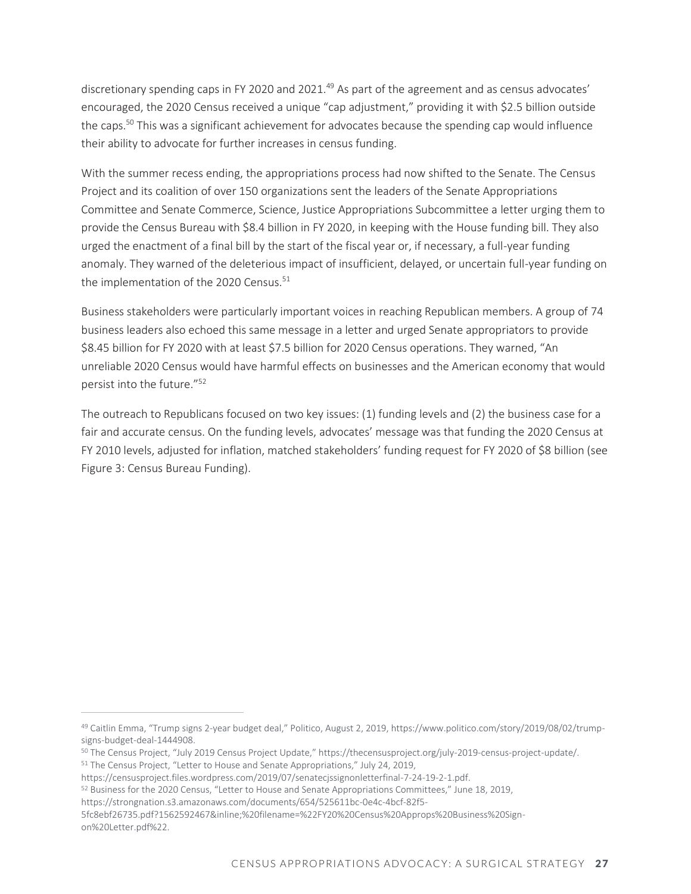discretionary spending caps in FY 2020 and 2021.[49] As part of the agreement and as census advocates' encouraged, the 2020 Census received a unique "cap adjustment," providing it with $2.5 billion outside the caps.[50] This was a significant achievement for advocates because the spending cap would influence their ability to advocate for further increases in census funding.

With the summer recess ending, the appropriations process had now shifted to the Senate. The Census Project and its coalition of over 150 organizations sent the leaders of the Senate Appropriations Committee and Senate Commerce, Science, Justice Appropriations Subcommittee a letter urging them to provide the Census Bureau with $8.4 billion in FY 2020, in keeping with the House funding bill. They also urged the enactment of a final bill by the start of the fiscal year or, if necessary, a full-year funding anomaly. They warned of the deleterious impact of insufficient, delayed, or uncertain full-year funding on the implementation of the 2020 Census.[51]

Business stakeholders were particularly important voices in reaching Republican members. A group of 74 business leaders also echoed this same message in a letter and urged Senate appropriators to provide $8.45 billion for FY 2020 with at least $7.5 billion for 2020 Census operations. They warned, "An unreliable 2020 Census would have harmful effects on businesses and the American economy that would persist into the future."[52]

The outreach to Republicans focused on two key issues: (1) funding levels and (2) the business case for a fair and accurate census. On the funding levels, advocates' message was that funding the 2020 Census at FY 2010 levels, adjusted for inflation, matched stakeholders' funding request for FY 2020 of $8 billion (see Figure 3: Census Bureau Funding).

---

[49] Caitlin Emma, "Trump signs 2-year budget deal," Politico, August 2, 2019, https://www.politico.com/story/2019/08/02/trump-signs-budget-deal-1444908.

[50] The Census Project, "July 2019 Census Project Update," https://thecensusproject.org/july-2019-census-project-update/.

[51] The Census Project, "Letter to House and Senate Appropriations," July 24, 2019, https://censusproject.files.wordpress.com/2019/07/senatecjssignonletterfinal-7-24-19-2-1.pdf.

[52] Business for the 2020 Census, "Letter to House and Senate Appropriations Committees," June 18, 2019, https://strongnation.s3.amazonaws.com/documents/654/525611bc-0e4c-4bcf-82f5-5fc8ebf26735.pdf?1562592467&inline;%20filename=%22FY20%20Census%20Approps%20Business%20Sign-on%20Letter.pdf%22.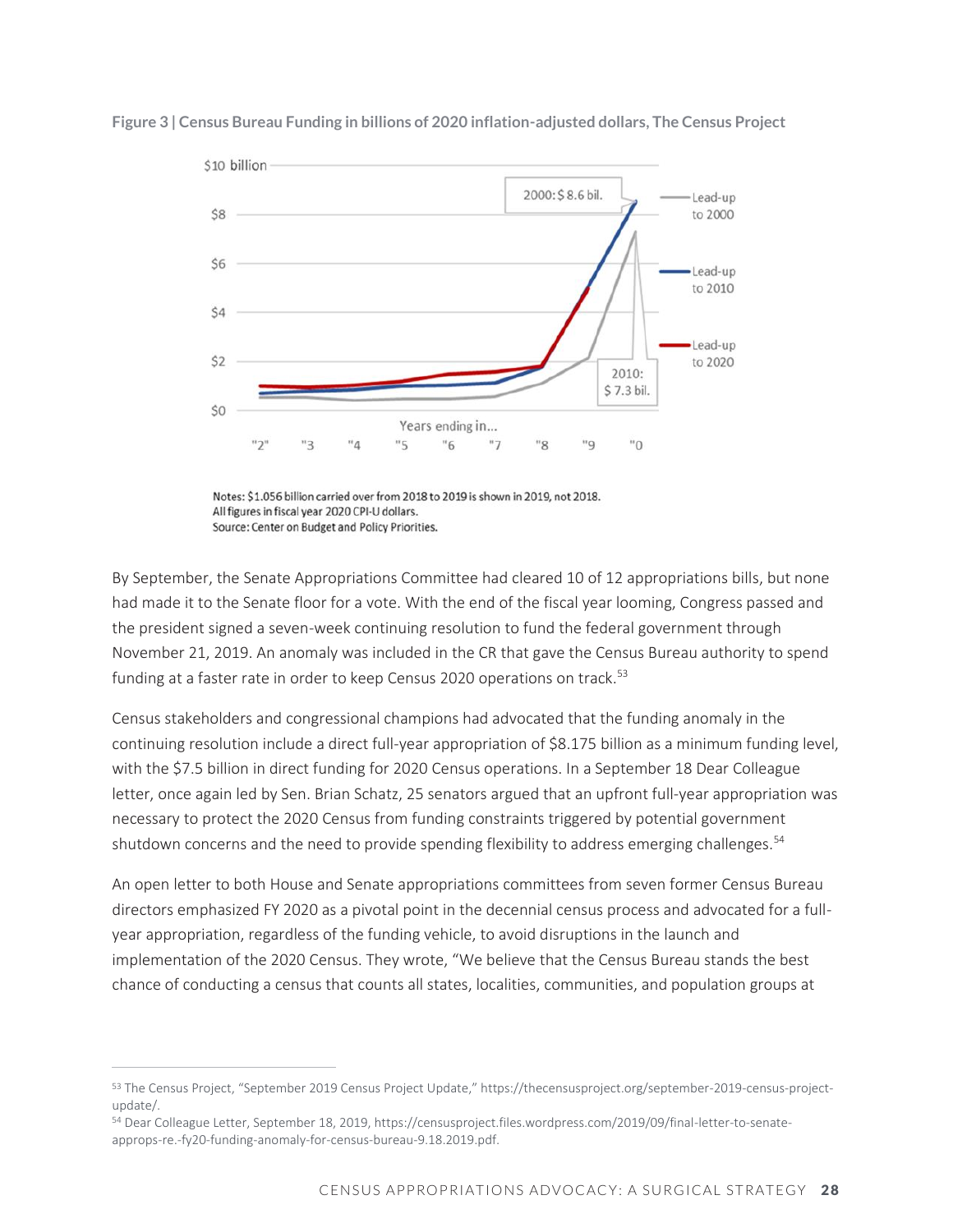**Figure 3 | Census Bureau Funding in billions of 2020 inflation-adjusted dollars, The Census Project**

Notes: $1.056 billion carried over from 2018 to 2019 is shown in 2019, not 2018.
All figures in fiscal year 2020 CPI-U dollars.
Source: Center on Budget and Policy Priorities.

By September, the Senate Appropriations Committee had cleared 10 of 12 appropriations bills, but none had made it to the Senate floor for a vote. With the end of the fiscal year looming, Congress passed and the president signed a seven-week continuing resolution to fund the federal government through November 21, 2019. An anomaly was included in the CR that gave the Census Bureau authority to spend funding at a faster rate in order to keep Census 2020 operations on track.[53]

Census stakeholders and congressional champions had advocated that the funding anomaly in the continuing resolution include a direct full-year appropriation of $8.175 billion as a minimum funding level, with the $7.5 billion in direct funding for 2020 Census operations. In a September 18 Dear Colleague letter, once again led by Sen. Brian Schatz, 25 senators argued that an upfront full-year appropriation was necessary to protect the 2020 Census from funding constraints triggered by potential government shutdown concerns and the need to provide spending flexibility to address emerging challenges.[54]

An open letter to both House and Senate appropriations committees from seven former Census Bureau directors emphasized FY 2020 as a pivotal point in the decennial census process and advocated for a full-year appropriation, regardless of the funding vehicle, to avoid disruptions in the launch and implementation of the 2020 Census. They wrote, "We believe that the Census Bureau stands the best chance of conducting a census that counts all states, localities, communities, and population groups at

---

[53] The Census Project, "September 2019 Census Project Update," https://thecensusproject.org/september-2019-census-project-update/.

[54] Dear Colleague Letter, September 18, 2019, https://censusproject.files.wordpress.com/2019/09/final-letter-to-senate-approps-re.-fy20-funding-anomaly-for-census-bureau-9.18.2019.pdf.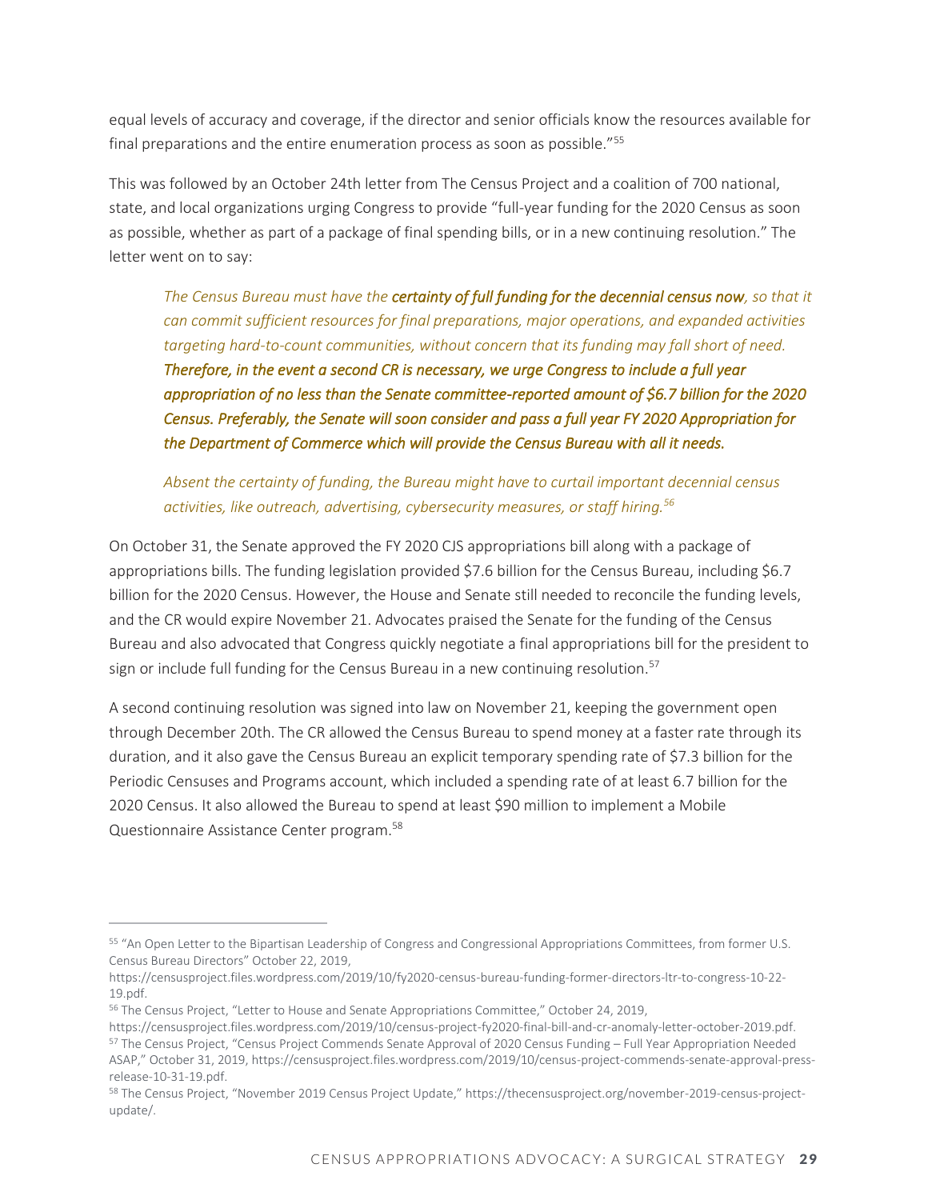equal levels of accuracy and coverage, if the director and senior officials know the resources available for final preparations and the entire enumeration process as soon as possible."[55]

This was followed by an October 24th letter from The Census Project and a coalition of 700 national, state, and local organizations urging Congress to provide "full-year funding for the 2020 Census as soon as possible, whether as part of a package of final spending bills, or in a new continuing resolution." The letter went on to say:

> *The Census Bureau must have the **certainty of full funding for the decennial census now**, so that it can commit sufficient resources for final preparations, major operations, and expanded activities targeting hard-to-count communities, without concern that its funding may fall short of need.* ***Therefore, in the event a second CR is necessary, we urge Congress to include a full year appropriation of no less than the Senate committee-reported amount of $6.7 billion for the 2020 Census. Preferably, the Senate will soon consider and pass a full year FY 2020 Appropriation for the Department of Commerce which will provide the Census Bureau with all it needs.***
>
> *Absent the certainty of funding, the Bureau might have to curtail important decennial census activities, like outreach, advertising, cybersecurity measures, or staff hiring.*[56]

On October 31, the Senate approved the FY 2020 CJS appropriations bill along with a package of appropriations bills. The funding legislation provided $7.6 billion for the Census Bureau, including $6.7 billion for the 2020 Census. However, the House and Senate still needed to reconcile the funding levels, and the CR would expire November 21. Advocates praised the Senate for the funding of the Census Bureau and also advocated that Congress quickly negotiate a final appropriations bill for the president to sign or include full funding for the Census Bureau in a new continuing resolution.[57]

A second continuing resolution was signed into law on November 21, keeping the government open through December 20th. The CR allowed the Census Bureau to spend money at a faster rate through its duration, and it also gave the Census Bureau an explicit temporary spending rate of $7.3 billion for the Periodic Censuses and Programs account, which included a spending rate of at least 6.7 billion for the 2020 Census. It also allowed the Bureau to spend at least $90 million to implement a Mobile Questionnaire Assistance Center program.[58]

---

[55] "An Open Letter to the Bipartisan Leadership of Congress and Congressional Appropriations Committees, from former U.S. Census Bureau Directors" October 22, 2019, https://censusproject.files.wordpress.com/2019/10/fy2020-census-bureau-funding-former-directors-ltr-to-congress-10-22-19.pdf.

[56] The Census Project, "Letter to House and Senate Appropriations Committee," October 24, 2019, https://censusproject.files.wordpress.com/2019/10/census-project-fy2020-final-bill-and-cr-anomaly-letter-october-2019.pdf.

[57] The Census Project, "Census Project Commends Senate Approval of 2020 Census Funding – Full Year Appropriation Needed ASAP," October 31, 2019, https://censusproject.files.wordpress.com/2019/10/census-project-commends-senate-approval-press-release-10-31-19.pdf.

[58] The Census Project, "November 2019 Census Project Update," https://thecensusproject.org/november-2019-census-project-update/.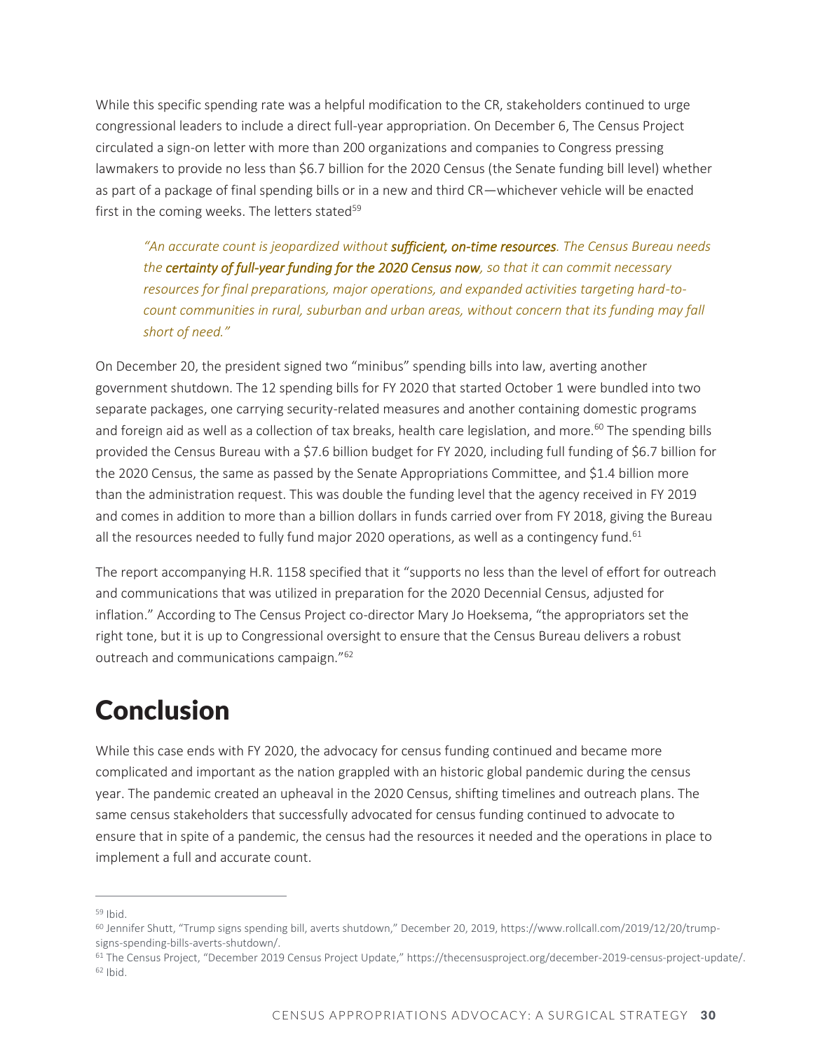While this specific spending rate was a helpful modification to the CR, stakeholders continued to urge congressional leaders to include a direct full-year appropriation. On December 6, The Census Project circulated a sign-on letter with more than 200 organizations and companies to Congress pressing lawmakers to provide no less than $6.7 billion for the 2020 Census (the Senate funding bill level) whether as part of a package of final spending bills or in a new and third CR—whichever vehicle will be enacted first in the coming weeks. The letters stated[59]

> *"An accurate count is jeopardized without **sufficient, on-time resources**. The Census Bureau needs the **certainty of full-year funding for the 2020 Census now**, so that it can commit necessary resources for final preparations, major operations, and expanded activities targeting hard-to-count communities in rural, suburban and urban areas, without concern that its funding may fall short of need."*

On December 20, the president signed two "minibus" spending bills into law, averting another government shutdown. The 12 spending bills for FY 2020 that started October 1 were bundled into two separate packages, one carrying security-related measures and another containing domestic programs and foreign aid as well as a collection of tax breaks, health care legislation, and more.[60] The spending bills provided the Census Bureau with a $7.6 billion budget for FY 2020, including full funding of $6.7 billion for the 2020 Census, the same as passed by the Senate Appropriations Committee, and $1.4 billion more than the administration request. This was double the funding level that the agency received in FY 2019 and comes in addition to more than a billion dollars in funds carried over from FY 2018, giving the Bureau all the resources needed to fully fund major 2020 operations, as well as a contingency fund.[61]

The report accompanying H.R. 1158 specified that it "supports no less than the level of effort for outreach and communications that was utilized in preparation for the 2020 Decennial Census, adjusted for inflation." According to The Census Project co-director Mary Jo Hoeksema, "the appropriators set the right tone, but it is up to Congressional oversight to ensure that the Census Bureau delivers a robust outreach and communications campaign."[62]

# Conclusion

While this case ends with FY 2020, the advocacy for census funding continued and became more complicated and important as the nation grappled with an historic global pandemic during the census year. The pandemic created an upheaval in the 2020 Census, shifting timelines and outreach plans. The same census stakeholders that successfully advocated for census funding continued to advocate to ensure that in spite of a pandemic, the census had the resources it needed and the operations in place to implement a full and accurate count.

---

[59] Ibid.

[60] Jennifer Shutt, "Trump signs spending bill, averts shutdown," December 20, 2019, https://www.rollcall.com/2019/12/20/trump-signs-spending-bills-averts-shutdown/.

[61] The Census Project, "December 2019 Census Project Update," https://thecensusproject.org/december-2019-census-project-update/.

[62] Ibid.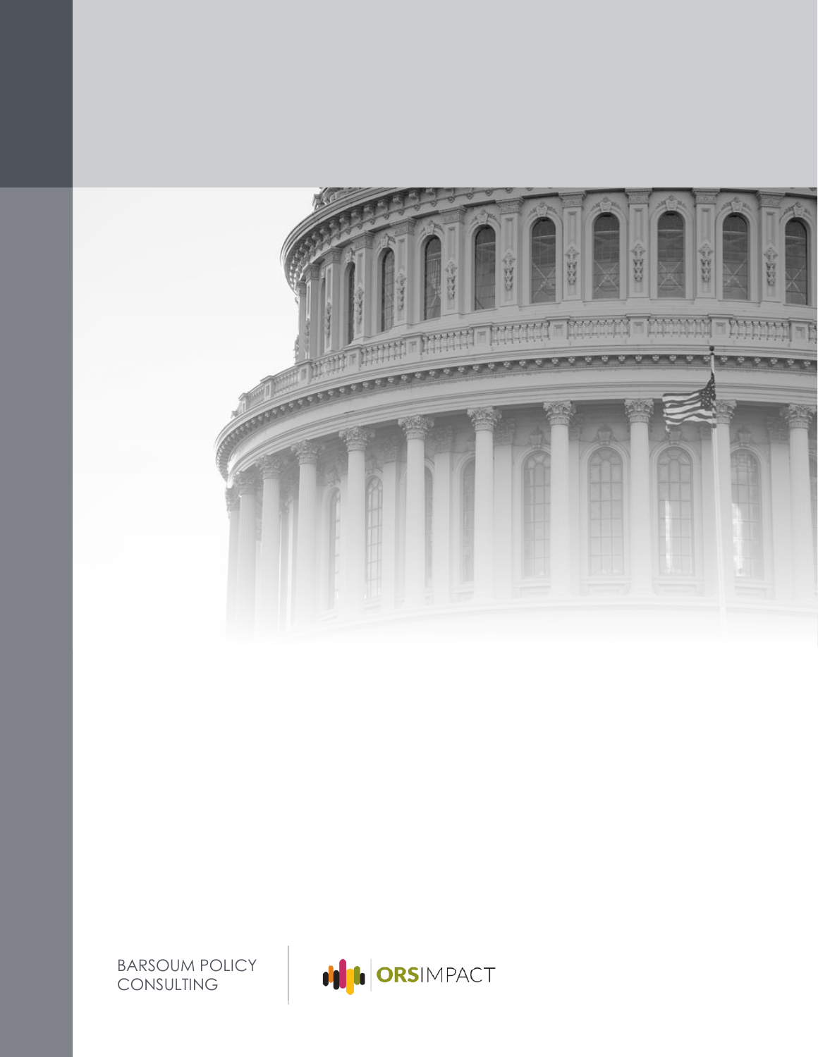BARSOUM POLICY CONSULTING

ORSIMPACT